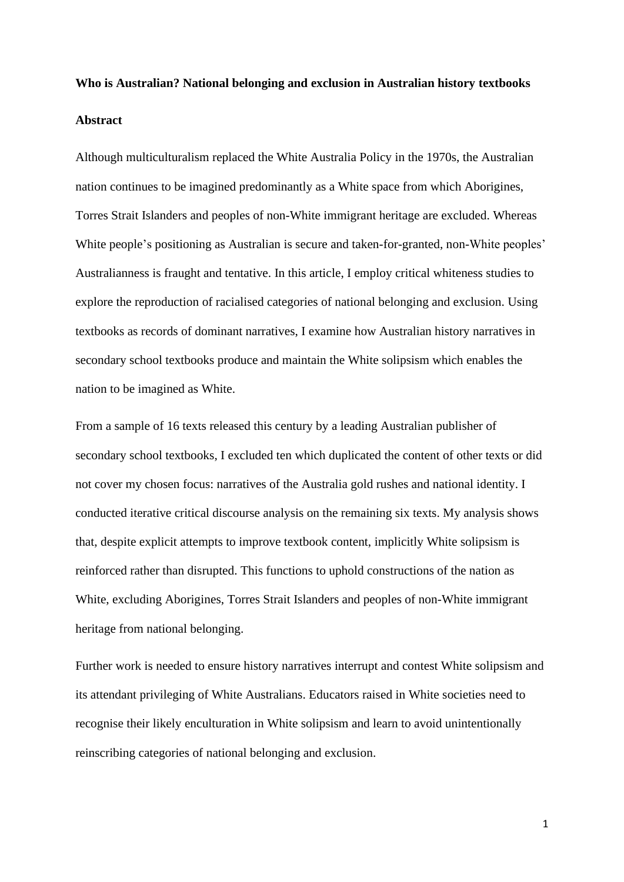# Who is Australian? National belonging and exclusion in Australian history textbooks

## Abstract

Although multiculturalism replaced the White Australia Policy in the 1970s, the Australian nation continues to be imagined predominantly as a White space from which Aborigines, Torres Strait Islanders and peoples of non-White immigrant heritage are excluded. Whereas White people's positioning as Australian is secure and taken-for-granted, non-White peoples' Australianness is fraught and tentative. In this article, I employ critical whiteness studies to explore the reproduction of racialised categories of national belonging and exclusion. Using textbooks as records of dominant narratives, I examine how Australian history narratives in secondary school textbooks produce and maintain the White solipsism which enables the nation to be imagined as White.

From a sample of 16 texts released this century by a leading Australian publisher of secondary school textbooks, I excluded ten which duplicated the content of other texts or did not cover my chosen focus: narratives of the Australia gold rushes and national identity. I conducted iterative critical discourse analysis on the remaining six texts. My analysis shows that, despite explicit attempts to improve textbook content, implicitly White solipsism is reinforced rather than disrupted. This functions to uphold constructions of the nation as White, excluding Aborigines, Torres Strait Islanders and peoples of non-White immigrant heritage from national belonging.

Further work is needed to ensure history narratives interrupt and contest White solipsism and its attendant privileging of White Australians. Educators raised in White societies need to recognise their likely enculturation in White solipsism and learn to avoid unintentionally reinscribing categories of national belonging and exclusion.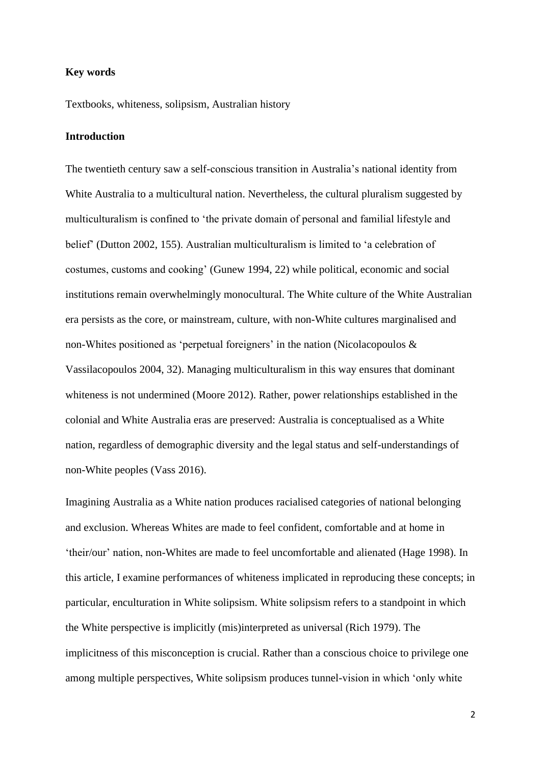**Key words**

Textbooks, whiteness, solipsism, Australian history

**Introduction**

The twentieth century saw a self-conscious transition in Australia's national identity from White Australia to a multicultural nation. Nevertheless, the cultural pluralism suggested by multiculturalism is confined to 'the private domain of personal and familial lifestyle and belief' (Dutton 2002, 155). Australian multiculturalism is limited to 'a celebration of costumes, customs and cooking' (Gunew 1994, 22) while political, economic and social institutions remain overwhelmingly monocultural. The White culture of the White Australian era persists as the core, or mainstream, culture, with non-White cultures marginalised and non-Whites positioned as 'perpetual foreigners' in the nation (Nicolacopoulos & Vassilacopoulos 2004, 32). Managing multiculturalism in this way ensures that dominant whiteness is not undermined (Moore 2012). Rather, power relationships established in the colonial and White Australia eras are preserved: Australia is conceptualised as a White nation, regardless of demographic diversity and the legal status and self-understandings of non-White peoples (Vass 2016).

Imagining Australia as a White nation produces racialised categories of national belonging and exclusion. Whereas Whites are made to feel confident, comfortable and at home in 'their/our' nation, non-Whites are made to feel uncomfortable and alienated (Hage 1998). In this article, I examine performances of whiteness implicated in reproducing these concepts; in particular, enculturation in White solipsism. White solipsism refers to a standpoint in which the White perspective is implicitly (mis)interpreted as universal (Rich 1979). The implicitness of this misconception is crucial. Rather than a conscious choice to privilege one among multiple perspectives, White solipsism produces tunnel-vision in which 'only white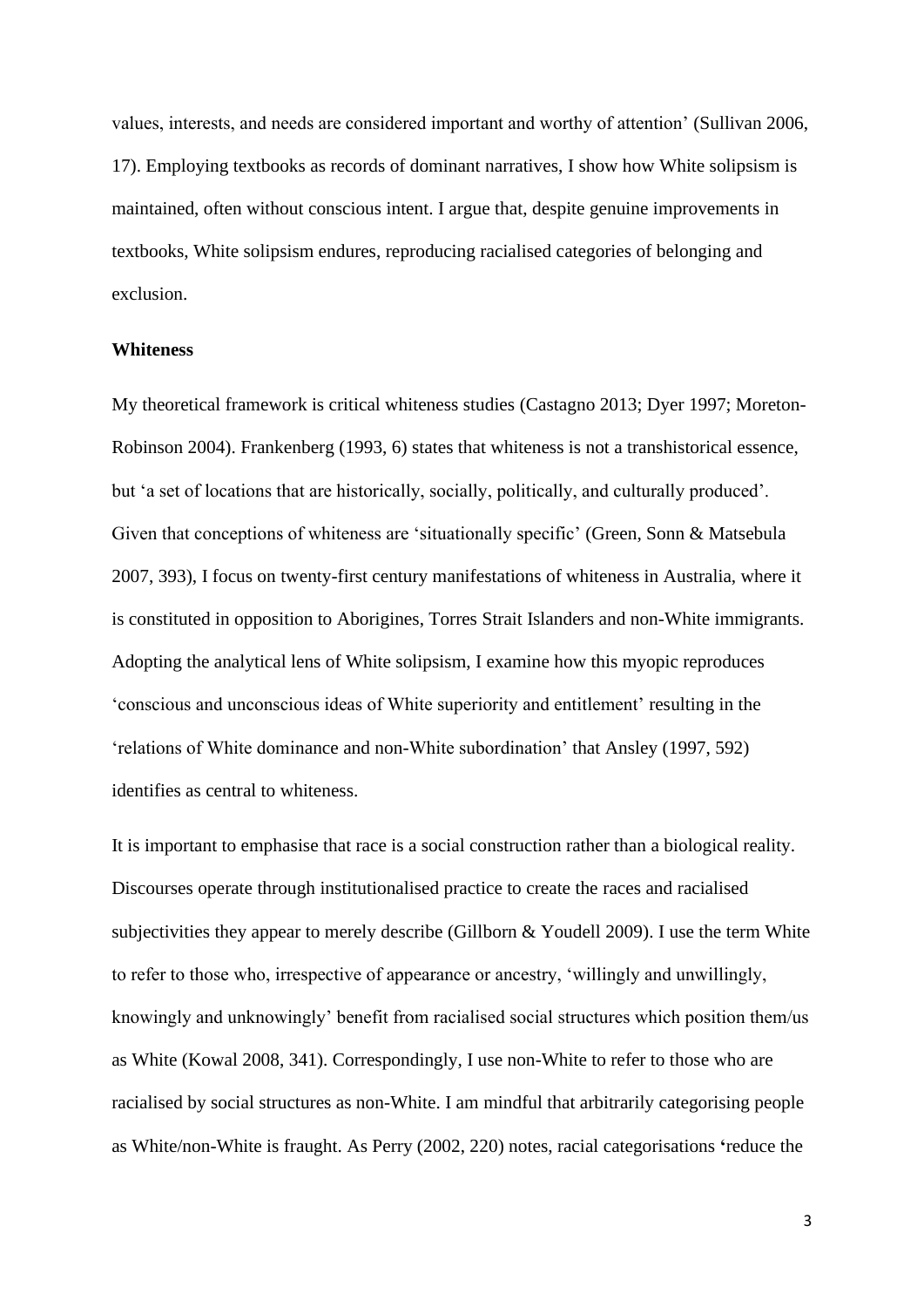values, interests, and needs are considered important and worthy of attention' (Sullivan 2006, 17). Employing textbooks as records of dominant narratives, I show how White solipsism is maintained, often without conscious intent. I argue that, despite genuine improvements in textbooks, White solipsism endures, reproducing racialised categories of belonging and exclusion.

**Whiteness**

My theoretical framework is critical whiteness studies (Castagno 2013; Dyer 1997; Moreton-Robinson 2004). Frankenberg (1993, 6) states that whiteness is not a transhistorical essence, but 'a set of locations that are historically, socially, politically, and culturally produced'. Given that conceptions of whiteness are 'situationally specific' (Green, Sonn & Matsebula 2007, 393), I focus on twenty-first century manifestations of whiteness in Australia, where it is constituted in opposition to Aborigines, Torres Strait Islanders and non-White immigrants. Adopting the analytical lens of White solipsism, I examine how this myopic reproduces 'conscious and unconscious ideas of White superiority and entitlement' resulting in the 'relations of White dominance and non-White subordination' that Ansley (1997, 592) identifies as central to whiteness.

It is important to emphasise that race is a social construction rather than a biological reality. Discourses operate through institutionalised practice to create the races and racialised subjectivities they appear to merely describe (Gillborn & Youdell 2009). I use the term White to refer to those who, irrespective of appearance or ancestry, 'willingly and unwillingly, knowingly and unknowingly' benefit from racialised social structures which position them/us as White (Kowal 2008, 341). Correspondingly, I use non-White to refer to those who are racialised by social structures as non-White. I am mindful that arbitrarily categorising people as White/non-White is fraught. As Perry (2002, 220) notes, racial categorisations 'reduce the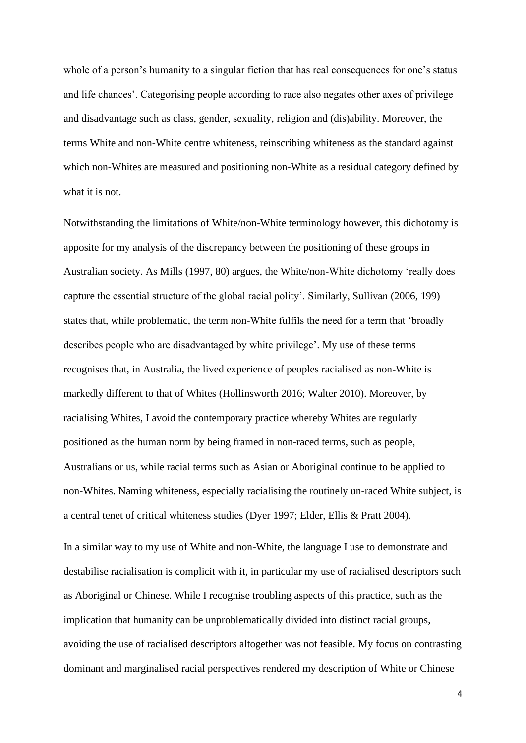whole of a person's humanity to a singular fiction that has real consequences for one's status and life chances'. Categorising people according to race also negates other axes of privilege and disadvantage such as class, gender, sexuality, religion and (dis)ability. Moreover, the terms White and non-White centre whiteness, reinscribing whiteness as the standard against which non-Whites are measured and positioning non-White as a residual category defined by what it is not.

Notwithstanding the limitations of White/non-White terminology however, this dichotomy is apposite for my analysis of the discrepancy between the positioning of these groups in Australian society. As Mills (1997, 80) argues, the White/non-White dichotomy 'really does capture the essential structure of the global racial polity'. Similarly, Sullivan (2006, 199) states that, while problematic, the term non-White fulfils the need for a term that 'broadly describes people who are disadvantaged by white privilege'. My use of these terms recognises that, in Australia, the lived experience of peoples racialised as non-White is markedly different to that of Whites (Hollinsworth 2016; Walter 2010). Moreover, by racialising Whites, I avoid the contemporary practice whereby Whites are regularly positioned as the human norm by being framed in non-raced terms, such as people, Australians or us, while racial terms such as Asian or Aboriginal continue to be applied to non-Whites. Naming whiteness, especially racialising the routinely un-raced White subject, is a central tenet of critical whiteness studies (Dyer 1997; Elder, Ellis & Pratt 2004).

In a similar way to my use of White and non-White, the language I use to demonstrate and destabilise racialisation is complicit with it, in particular my use of racialised descriptors such as Aboriginal or Chinese. While I recognise troubling aspects of this practice, such as the implication that humanity can be unproblematically divided into distinct racial groups, avoiding the use of racialised descriptors altogether was not feasible. My focus on contrasting dominant and marginalised racial perspectives rendered my description of White or Chinese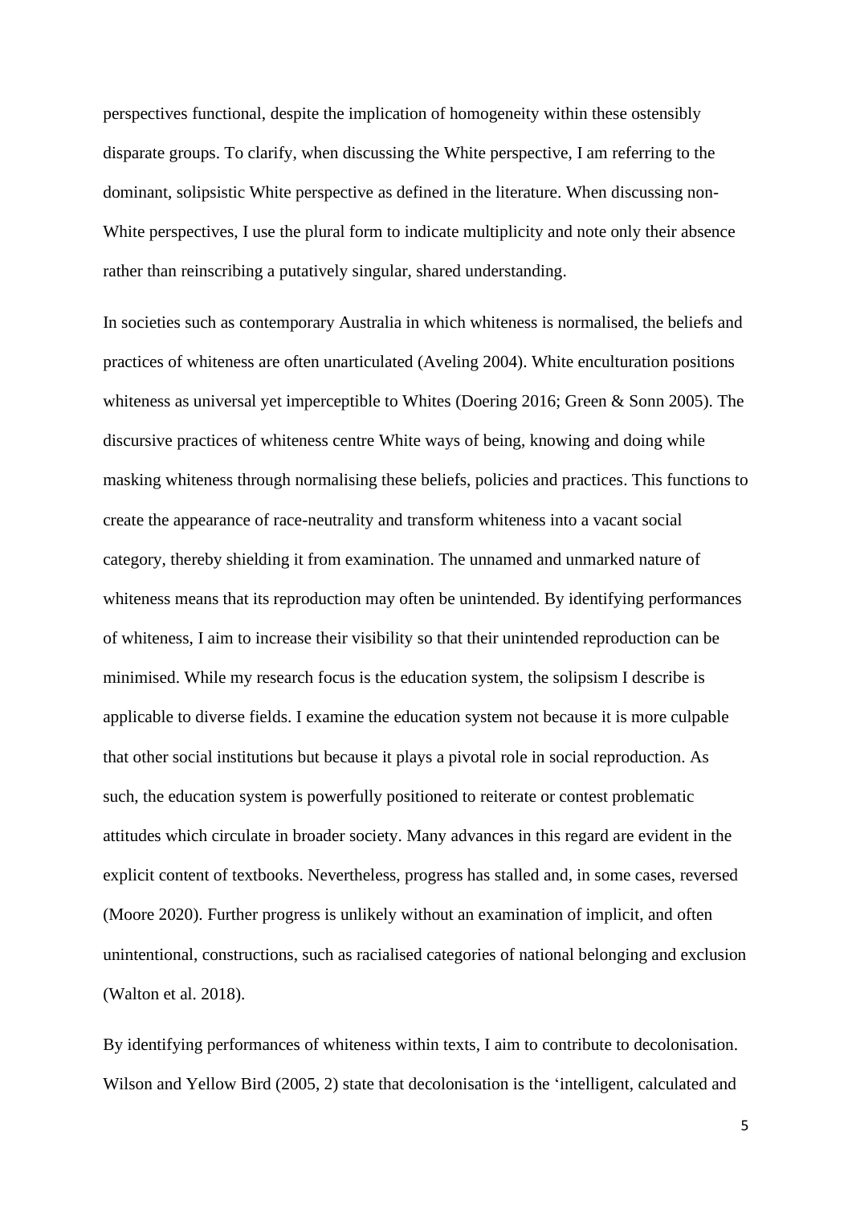perspectives functional, despite the implication of homogeneity within these ostensibly disparate groups. To clarify, when discussing the White perspective, I am referring to the dominant, solipsistic White perspective as defined in the literature. When discussing non-White perspectives, I use the plural form to indicate multiplicity and note only their absence rather than reinscribing a putatively singular, shared understanding.

In societies such as contemporary Australia in which whiteness is normalised, the beliefs and practices of whiteness are often unarticulated (Aveling 2004). White enculturation positions whiteness as universal yet imperceptible to Whites (Doering 2016; Green & Sonn 2005). The discursive practices of whiteness centre White ways of being, knowing and doing while masking whiteness through normalising these beliefs, policies and practices. This functions to create the appearance of race-neutrality and transform whiteness into a vacant social category, thereby shielding it from examination. The unnamed and unmarked nature of whiteness means that its reproduction may often be unintended. By identifying performances of whiteness, I aim to increase their visibility so that their unintended reproduction can be minimised. While my research focus is the education system, the solipsism I describe is applicable to diverse fields. I examine the education system not because it is more culpable that other social institutions but because it plays a pivotal role in social reproduction. As such, the education system is powerfully positioned to reiterate or contest problematic attitudes which circulate in broader society. Many advances in this regard are evident in the explicit content of textbooks. Nevertheless, progress has stalled and, in some cases, reversed (Moore 2020). Further progress is unlikely without an examination of implicit, and often unintentional, constructions, such as racialised categories of national belonging and exclusion (Walton et al. 2018).

By identifying performances of whiteness within texts, I aim to contribute to decolonisation. Wilson and Yellow Bird (2005, 2) state that decolonisation is the 'intelligent, calculated and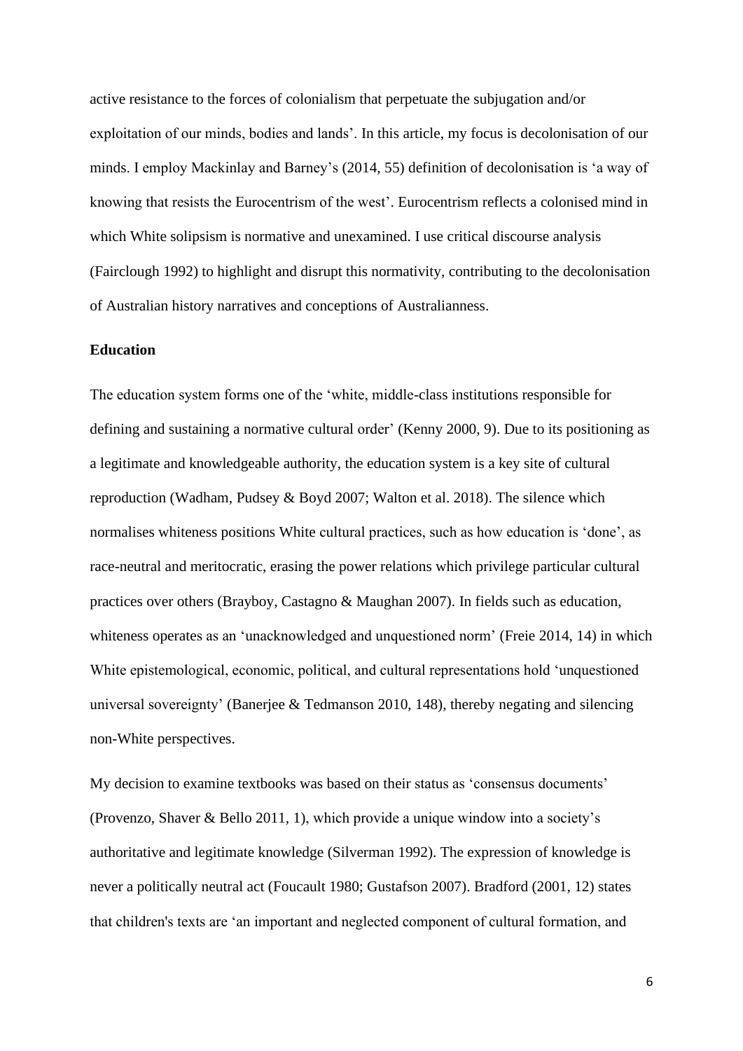active resistance to the forces of colonialism that perpetuate the subjugation and/or exploitation of our minds, bodies and lands'. In this article, my focus is decolonisation of our minds. I employ Mackinlay and Barney's (2014, 55) definition of decolonisation is 'a way of knowing that resists the Eurocentrism of the west'. Eurocentrism reflects a colonised mind in which White solipsism is normative and unexamined. I use critical discourse analysis (Fairclough 1992) to highlight and disrupt this normativity, contributing to the decolonisation of Australian history narratives and conceptions of Australianness.

**Education**

The education system forms one of the 'white, middle-class institutions responsible for defining and sustaining a normative cultural order' (Kenny 2000, 9). Due to its positioning as a legitimate and knowledgeable authority, the education system is a key site of cultural reproduction (Wadham, Pudsey & Boyd 2007; Walton et al. 2018). The silence which normalises whiteness positions White cultural practices, such as how education is 'done', as race-neutral and meritocratic, erasing the power relations which privilege particular cultural practices over others (Brayboy, Castagno & Maughan 2007). In fields such as education, whiteness operates as an 'unacknowledged and unquestioned norm' (Freie 2014, 14) in which White epistemological, economic, political, and cultural representations hold 'unquestioned universal sovereignty' (Banerjee & Tedmanson 2010, 148), thereby negating and silencing non-White perspectives.

My decision to examine textbooks was based on their status as 'consensus documents' (Provenzo, Shaver & Bello 2011, 1), which provide a unique window into a society's authoritative and legitimate knowledge (Silverman 1992). The expression of knowledge is never a politically neutral act (Foucault 1980; Gustafson 2007). Bradford (2001, 12) states that children's texts are 'an important and neglected component of cultural formation, and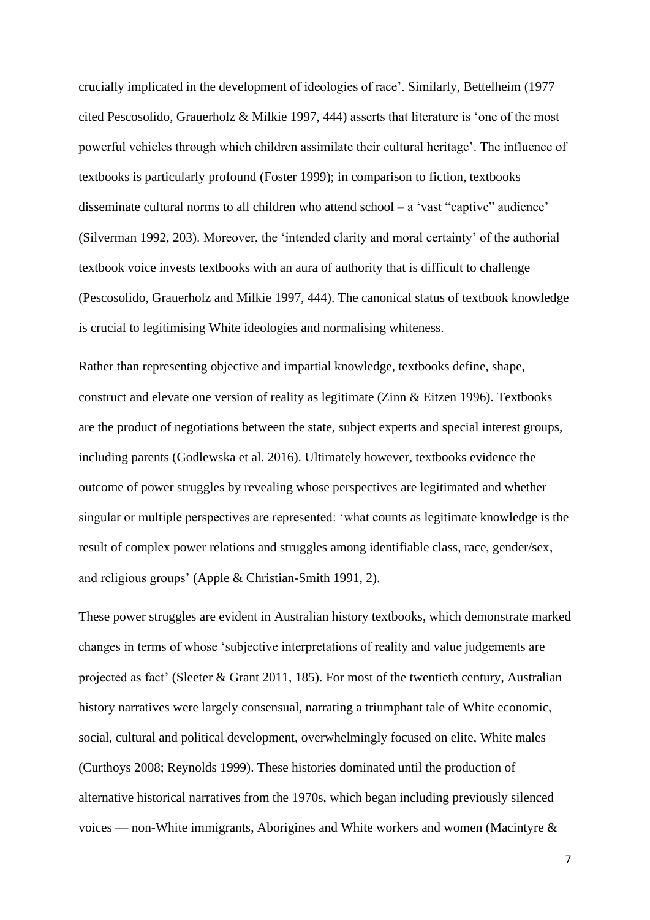crucially implicated in the development of ideologies of race'. Similarly, Bettelheim (1977 cited Pescosolido, Grauerholz & Milkie 1997, 444) asserts that literature is 'one of the most powerful vehicles through which children assimilate their cultural heritage'. The influence of textbooks is particularly profound (Foster 1999); in comparison to fiction, textbooks disseminate cultural norms to all children who attend school – a 'vast "captive" audience' (Silverman 1992, 203). Moreover, the 'intended clarity and moral certainty' of the authorial textbook voice invests textbooks with an aura of authority that is difficult to challenge (Pescosolido, Grauerholz and Milkie 1997, 444). The canonical status of textbook knowledge is crucial to legitimising White ideologies and normalising whiteness.

Rather than representing objective and impartial knowledge, textbooks define, shape, construct and elevate one version of reality as legitimate (Zinn & Eitzen 1996). Textbooks are the product of negotiations between the state, subject experts and special interest groups, including parents (Godlewska et al. 2016). Ultimately however, textbooks evidence the outcome of power struggles by revealing whose perspectives are legitimated and whether singular or multiple perspectives are represented: 'what counts as legitimate knowledge is the result of complex power relations and struggles among identifiable class, race, gender/sex, and religious groups' (Apple & Christian-Smith 1991, 2).

These power struggles are evident in Australian history textbooks, which demonstrate marked changes in terms of whose 'subjective interpretations of reality and value judgements are projected as fact' (Sleeter & Grant 2011, 185). For most of the twentieth century, Australian history narratives were largely consensual, narrating a triumphant tale of White economic, social, cultural and political development, overwhelmingly focused on elite, White males (Curthoys 2008; Reynolds 1999). These histories dominated until the production of alternative historical narratives from the 1970s, which began including previously silenced voices — non-White immigrants, Aborigines and White workers and women (Macintyre &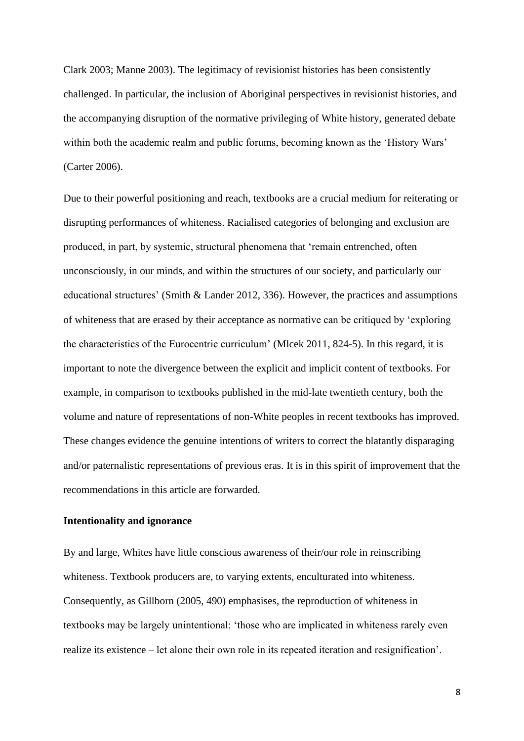Clark 2003; Manne 2003). The legitimacy of revisionist histories has been consistently challenged. In particular, the inclusion of Aboriginal perspectives in revisionist histories, and the accompanying disruption of the normative privileging of White history, generated debate within both the academic realm and public forums, becoming known as the 'History Wars' (Carter 2006).

Due to their powerful positioning and reach, textbooks are a crucial medium for reiterating or disrupting performances of whiteness. Racialised categories of belonging and exclusion are produced, in part, by systemic, structural phenomena that 'remain entrenched, often unconsciously, in our minds, and within the structures of our society, and particularly our educational structures' (Smith & Lander 2012, 336). However, the practices and assumptions of whiteness that are erased by their acceptance as normative can be critiqued by 'exploring the characteristics of the Eurocentric curriculum' (Mlcek 2011, 824-5). In this regard, it is important to note the divergence between the explicit and implicit content of textbooks. For example, in comparison to textbooks published in the mid-late twentieth century, both the volume and nature of representations of non-White peoples in recent textbooks has improved. These changes evidence the genuine intentions of writers to correct the blatantly disparaging and/or paternalistic representations of previous eras. It is in this spirit of improvement that the recommendations in this article are forwarded.

**Intentionality and ignorance**

By and large, Whites have little conscious awareness of their/our role in reinscribing whiteness. Textbook producers are, to varying extents, enculturated into whiteness. Consequently, as Gillborn (2005, 490) emphasises, the reproduction of whiteness in textbooks may be largely unintentional: 'those who are implicated in whiteness rarely even realize its existence – let alone their own role in its repeated iteration and resignification'.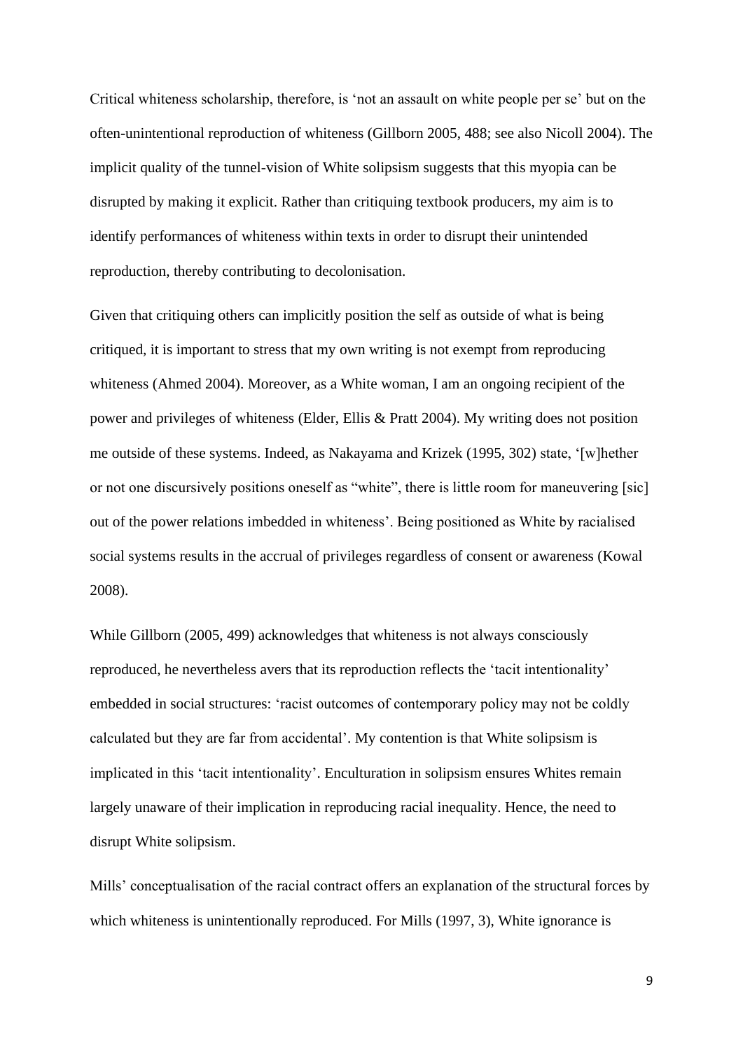Critical whiteness scholarship, therefore, is 'not an assault on white people per se' but on the often-unintentional reproduction of whiteness (Gillborn 2005, 488; see also Nicoll 2004). The implicit quality of the tunnel-vision of White solipsism suggests that this myopia can be disrupted by making it explicit. Rather than critiquing textbook producers, my aim is to identify performances of whiteness within texts in order to disrupt their unintended reproduction, thereby contributing to decolonisation.

Given that critiquing others can implicitly position the self as outside of what is being critiqued, it is important to stress that my own writing is not exempt from reproducing whiteness (Ahmed 2004). Moreover, as a White woman, I am an ongoing recipient of the power and privileges of whiteness (Elder, Ellis & Pratt 2004). My writing does not position me outside of these systems. Indeed, as Nakayama and Krizek (1995, 302) state, '[w]hether or not one discursively positions oneself as "white", there is little room for maneuvering [sic] out of the power relations imbedded in whiteness'. Being positioned as White by racialised social systems results in the accrual of privileges regardless of consent or awareness (Kowal 2008).

While Gillborn (2005, 499) acknowledges that whiteness is not always consciously reproduced, he nevertheless avers that its reproduction reflects the 'tacit intentionality' embedded in social structures: 'racist outcomes of contemporary policy may not be coldly calculated but they are far from accidental'. My contention is that White solipsism is implicated in this 'tacit intentionality'. Enculturation in solipsism ensures Whites remain largely unaware of their implication in reproducing racial inequality. Hence, the need to disrupt White solipsism.

Mills' conceptualisation of the racial contract offers an explanation of the structural forces by which whiteness is unintentionally reproduced. For Mills (1997, 3), White ignorance is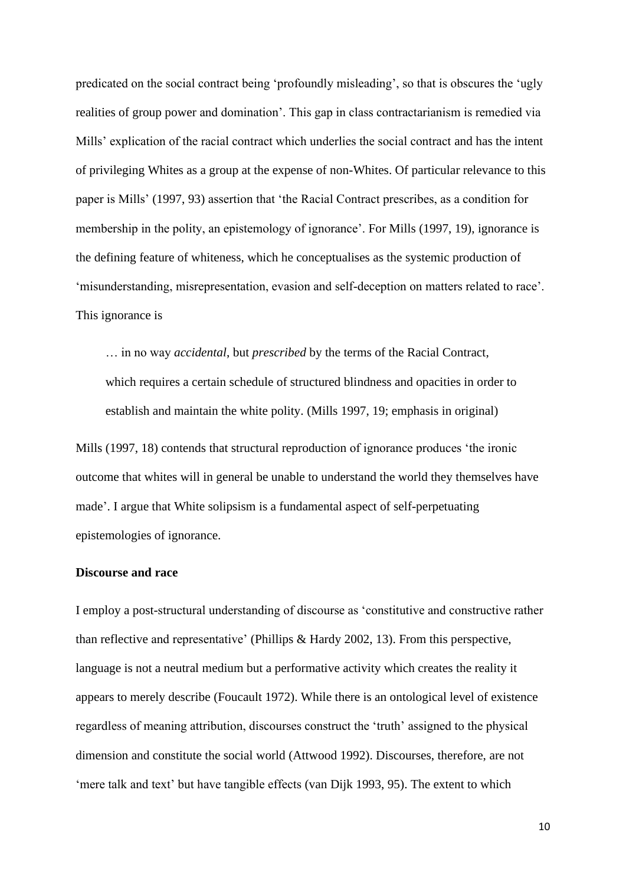predicated on the social contract being 'profoundly misleading', so that is obscures the 'ugly realities of group power and domination'. This gap in class contractarianism is remedied via Mills' explication of the racial contract which underlies the social contract and has the intent of privileging Whites as a group at the expense of non-Whites. Of particular relevance to this paper is Mills' (1997, 93) assertion that 'the Racial Contract prescribes, as a condition for membership in the polity, an epistemology of ignorance'. For Mills (1997, 19), ignorance is the defining feature of whiteness, which he conceptualises as the systemic production of 'misunderstanding, misrepresentation, evasion and self-deception on matters related to race'. This ignorance is

> … in no way *accidental*, but *prescribed* by the terms of the Racial Contract, which requires a certain schedule of structured blindness and opacities in order to establish and maintain the white polity. (Mills 1997, 19; emphasis in original)

Mills (1997, 18) contends that structural reproduction of ignorance produces 'the ironic outcome that whites will in general be unable to understand the world they themselves have made'. I argue that White solipsism is a fundamental aspect of self-perpetuating epistemologies of ignorance.

**Discourse and race**

I employ a post-structural understanding of discourse as 'constitutive and constructive rather than reflective and representative' (Phillips & Hardy 2002, 13). From this perspective, language is not a neutral medium but a performative activity which creates the reality it appears to merely describe (Foucault 1972). While there is an ontological level of existence regardless of meaning attribution, discourses construct the 'truth' assigned to the physical dimension and constitute the social world (Attwood 1992). Discourses, therefore, are not 'mere talk and text' but have tangible effects (van Dijk 1993, 95). The extent to which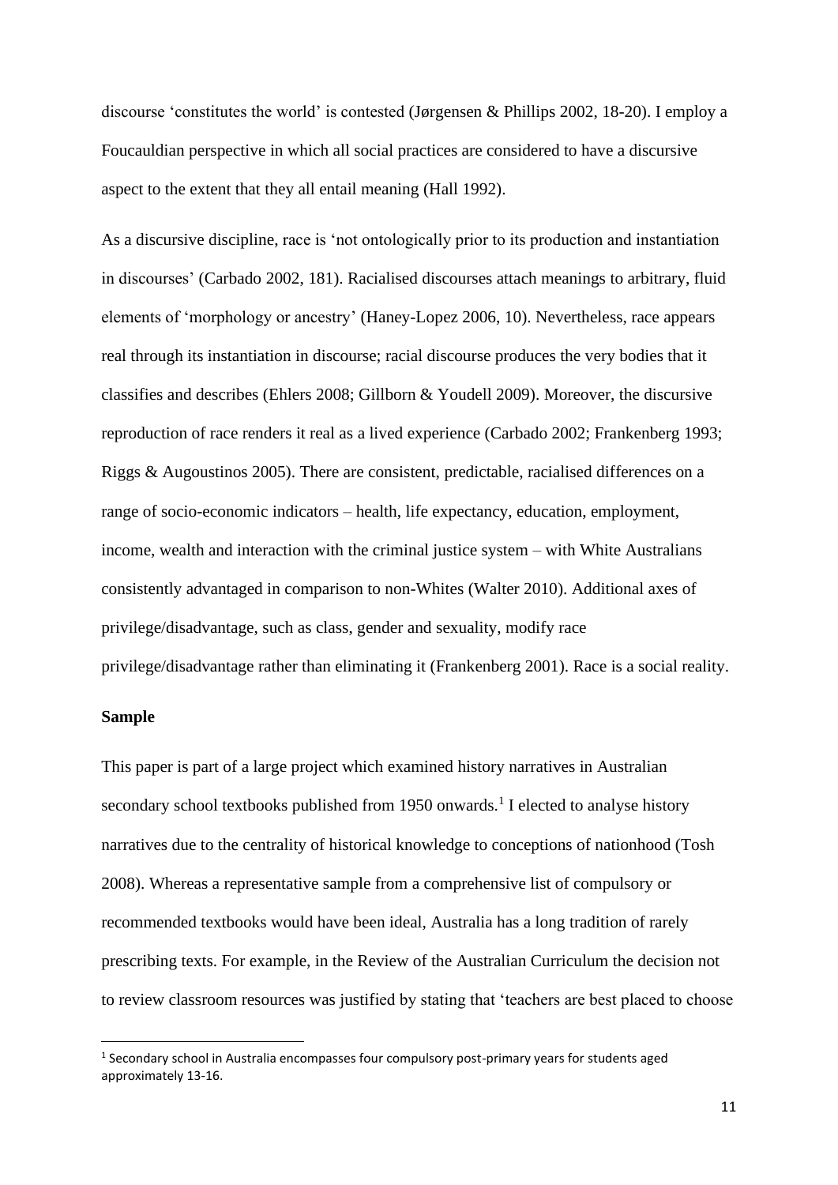discourse 'constitutes the world' is contested (Jørgensen & Phillips 2002, 18-20). I employ a Foucauldian perspective in which all social practices are considered to have a discursive aspect to the extent that they all entail meaning (Hall 1992).

As a discursive discipline, race is 'not ontologically prior to its production and instantiation in discourses' (Carbado 2002, 181). Racialised discourses attach meanings to arbitrary, fluid elements of 'morphology or ancestry' (Haney-Lopez 2006, 10). Nevertheless, race appears real through its instantiation in discourse; racial discourse produces the very bodies that it classifies and describes (Ehlers 2008; Gillborn & Youdell 2009). Moreover, the discursive reproduction of race renders it real as a lived experience (Carbado 2002; Frankenberg 1993; Riggs & Augoustinos 2005). There are consistent, predictable, racialised differences on a range of socio-economic indicators – health, life expectancy, education, employment, income, wealth and interaction with the criminal justice system – with White Australians consistently advantaged in comparison to non-Whites (Walter 2010). Additional axes of privilege/disadvantage, such as class, gender and sexuality, modify race privilege/disadvantage rather than eliminating it (Frankenberg 2001). Race is a social reality.

**Sample**

This paper is part of a large project which examined history narratives in Australian secondary school textbooks published from 1950 onwards.[1] I elected to analyse history narratives due to the centrality of historical knowledge to conceptions of nationhood (Tosh 2008). Whereas a representative sample from a comprehensive list of compulsory or recommended textbooks would have been ideal, Australia has a long tradition of rarely prescribing texts. For example, in the Review of the Australian Curriculum the decision not to review classroom resources was justified by stating that 'teachers are best placed to choose

[1] Secondary school in Australia encompasses four compulsory post-primary years for students aged approximately 13-16.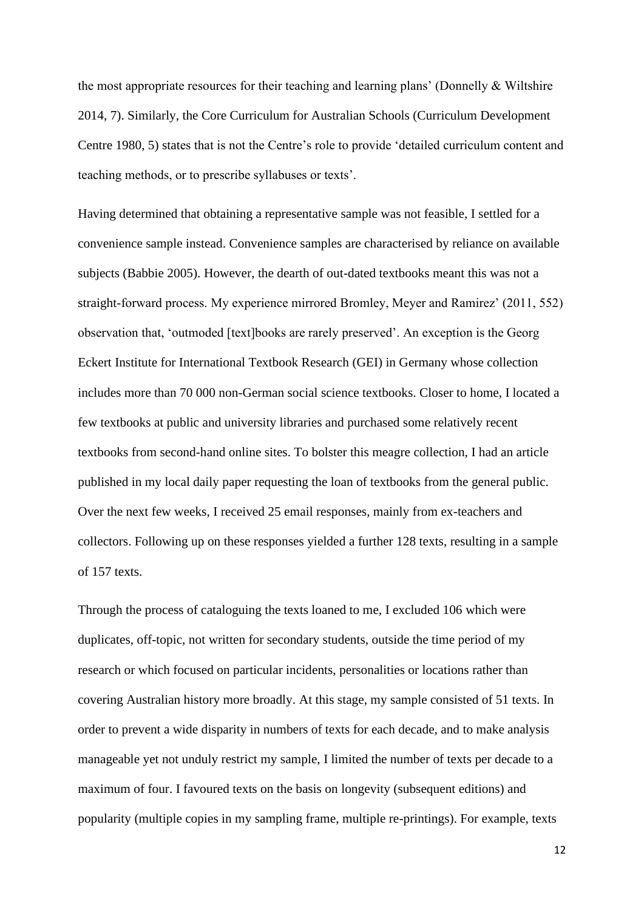the most appropriate resources for their teaching and learning plans' (Donnelly & Wiltshire 2014, 7). Similarly, the Core Curriculum for Australian Schools (Curriculum Development Centre 1980, 5) states that is not the Centre's role to provide 'detailed curriculum content and teaching methods, or to prescribe syllabuses or texts'.

Having determined that obtaining a representative sample was not feasible, I settled for a convenience sample instead. Convenience samples are characterised by reliance on available subjects (Babbie 2005). However, the dearth of out-dated textbooks meant this was not a straight-forward process. My experience mirrored Bromley, Meyer and Ramirez' (2011, 552) observation that, 'outmoded [text]books are rarely preserved'. An exception is the Georg Eckert Institute for International Textbook Research (GEI) in Germany whose collection includes more than 70 000 non-German social science textbooks. Closer to home, I located a few textbooks at public and university libraries and purchased some relatively recent textbooks from second-hand online sites. To bolster this meagre collection, I had an article published in my local daily paper requesting the loan of textbooks from the general public. Over the next few weeks, I received 25 email responses, mainly from ex-teachers and collectors. Following up on these responses yielded a further 128 texts, resulting in a sample of 157 texts.

Through the process of cataloguing the texts loaned to me, I excluded 106 which were duplicates, off-topic, not written for secondary students, outside the time period of my research or which focused on particular incidents, personalities or locations rather than covering Australian history more broadly. At this stage, my sample consisted of 51 texts. In order to prevent a wide disparity in numbers of texts for each decade, and to make analysis manageable yet not unduly restrict my sample, I limited the number of texts per decade to a maximum of four. I favoured texts on the basis on longevity (subsequent editions) and popularity (multiple copies in my sampling frame, multiple re-printings). For example, texts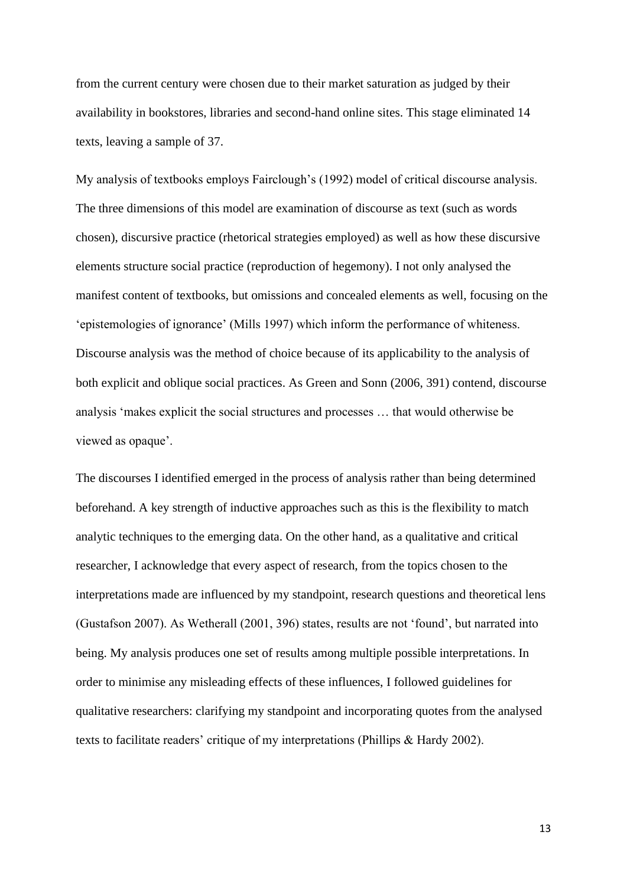from the current century were chosen due to their market saturation as judged by their availability in bookstores, libraries and second-hand online sites. This stage eliminated 14 texts, leaving a sample of 37.

My analysis of textbooks employs Fairclough's (1992) model of critical discourse analysis. The three dimensions of this model are examination of discourse as text (such as words chosen), discursive practice (rhetorical strategies employed) as well as how these discursive elements structure social practice (reproduction of hegemony). I not only analysed the manifest content of textbooks, but omissions and concealed elements as well, focusing on the 'epistemologies of ignorance' (Mills 1997) which inform the performance of whiteness. Discourse analysis was the method of choice because of its applicability to the analysis of both explicit and oblique social practices. As Green and Sonn (2006, 391) contend, discourse analysis 'makes explicit the social structures and processes … that would otherwise be viewed as opaque'.

The discourses I identified emerged in the process of analysis rather than being determined beforehand. A key strength of inductive approaches such as this is the flexibility to match analytic techniques to the emerging data. On the other hand, as a qualitative and critical researcher, I acknowledge that every aspect of research, from the topics chosen to the interpretations made are influenced by my standpoint, research questions and theoretical lens (Gustafson 2007). As Wetherall (2001, 396) states, results are not 'found', but narrated into being. My analysis produces one set of results among multiple possible interpretations. In order to minimise any misleading effects of these influences, I followed guidelines for qualitative researchers: clarifying my standpoint and incorporating quotes from the analysed texts to facilitate readers' critique of my interpretations (Phillips & Hardy 2002).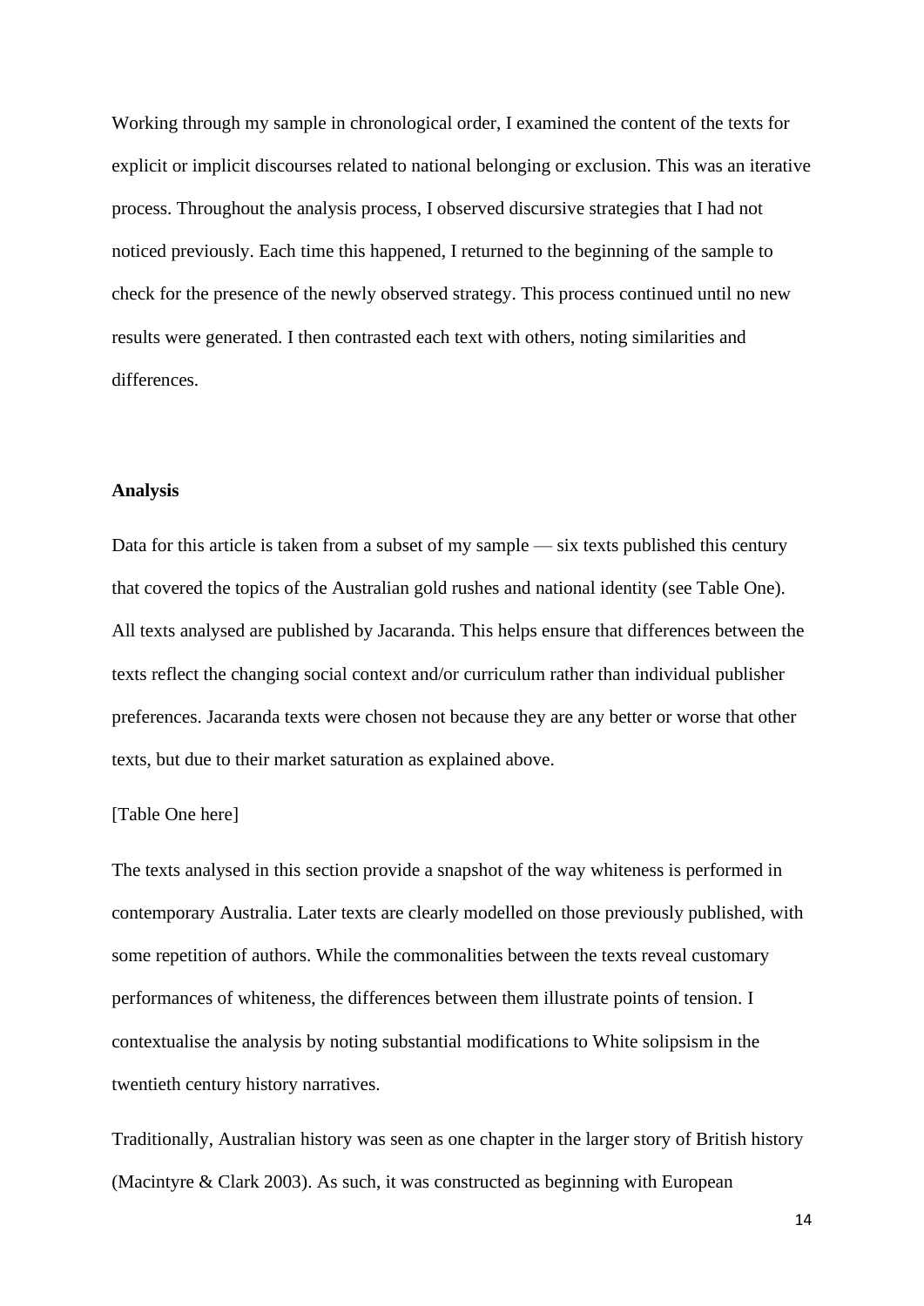Working through my sample in chronological order, I examined the content of the texts for explicit or implicit discourses related to national belonging or exclusion. This was an iterative process. Throughout the analysis process, I observed discursive strategies that I had not noticed previously. Each time this happened, I returned to the beginning of the sample to check for the presence of the newly observed strategy. This process continued until no new results were generated. I then contrasted each text with others, noting similarities and differences.

## Analysis

Data for this article is taken from a subset of my sample — six texts published this century that covered the topics of the Australian gold rushes and national identity (see Table One). All texts analysed are published by Jacaranda. This helps ensure that differences between the texts reflect the changing social context and/or curriculum rather than individual publisher preferences. Jacaranda texts were chosen not because they are any better or worse that other texts, but due to their market saturation as explained above.

[Table One here]

The texts analysed in this section provide a snapshot of the way whiteness is performed in contemporary Australia. Later texts are clearly modelled on those previously published, with some repetition of authors. While the commonalities between the texts reveal customary performances of whiteness, the differences between them illustrate points of tension. I contextualise the analysis by noting substantial modifications to White solipsism in the twentieth century history narratives.

Traditionally, Australian history was seen as one chapter in the larger story of British history (Macintyre & Clark 2003). As such, it was constructed as beginning with European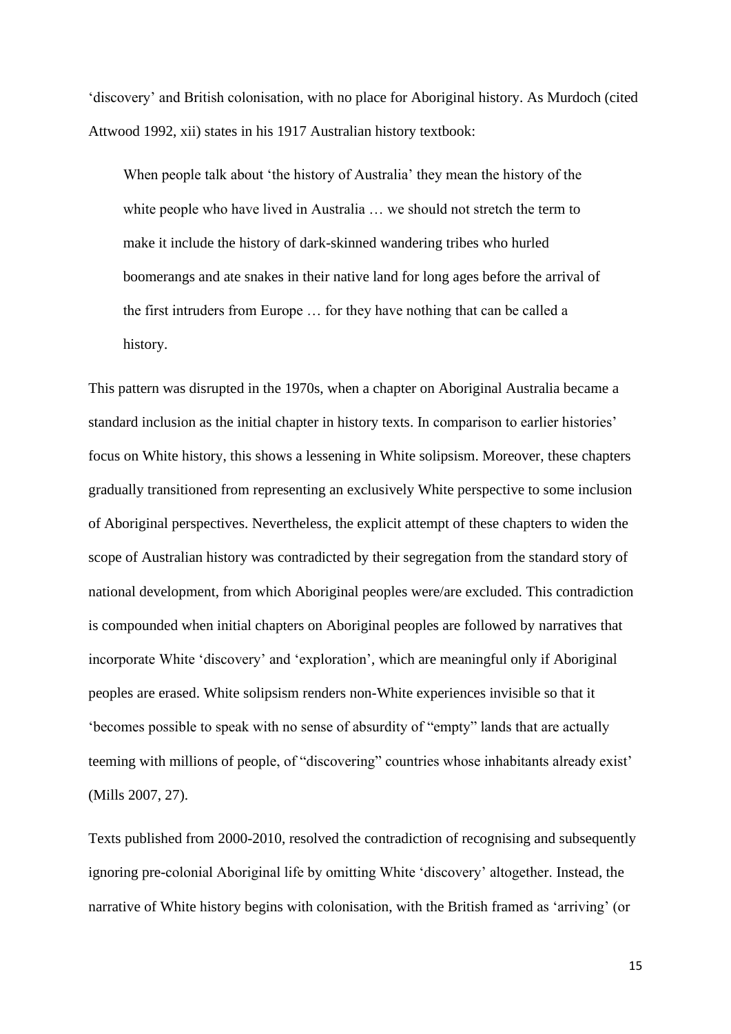'discovery' and British colonisation, with no place for Aboriginal history. As Murdoch (cited Attwood 1992, xii) states in his 1917 Australian history textbook:

> When people talk about 'the history of Australia' they mean the history of the white people who have lived in Australia … we should not stretch the term to make it include the history of dark-skinned wandering tribes who hurled boomerangs and ate snakes in their native land for long ages before the arrival of the first intruders from Europe … for they have nothing that can be called a history.

This pattern was disrupted in the 1970s, when a chapter on Aboriginal Australia became a standard inclusion as the initial chapter in history texts. In comparison to earlier histories' focus on White history, this shows a lessening in White solipsism. Moreover, these chapters gradually transitioned from representing an exclusively White perspective to some inclusion of Aboriginal perspectives. Nevertheless, the explicit attempt of these chapters to widen the scope of Australian history was contradicted by their segregation from the standard story of national development, from which Aboriginal peoples were/are excluded. This contradiction is compounded when initial chapters on Aboriginal peoples are followed by narratives that incorporate White 'discovery' and 'exploration', which are meaningful only if Aboriginal peoples are erased. White solipsism renders non-White experiences invisible so that it 'becomes possible to speak with no sense of absurdity of "empty" lands that are actually teeming with millions of people, of "discovering" countries whose inhabitants already exist' (Mills 2007, 27).

Texts published from 2000-2010, resolved the contradiction of recognising and subsequently ignoring pre-colonial Aboriginal life by omitting White 'discovery' altogether. Instead, the narrative of White history begins with colonisation, with the British framed as 'arriving' (or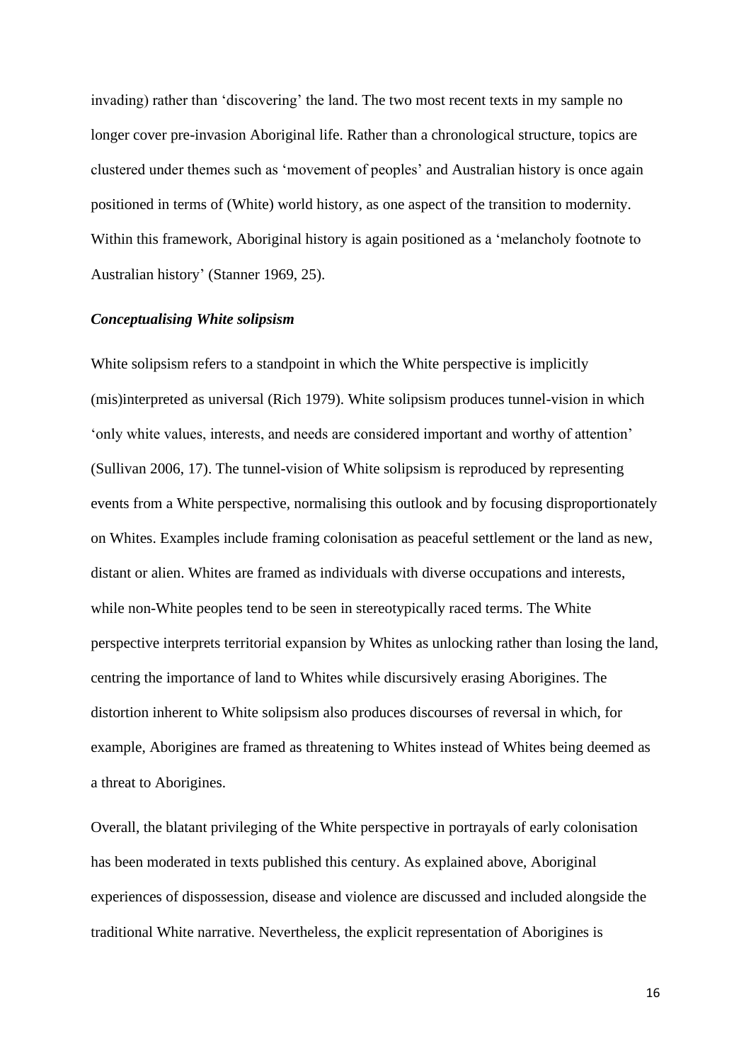invading) rather than 'discovering' the land. The two most recent texts in my sample no longer cover pre-invasion Aboriginal life. Rather than a chronological structure, topics are clustered under themes such as 'movement of peoples' and Australian history is once again positioned in terms of (White) world history, as one aspect of the transition to modernity. Within this framework, Aboriginal history is again positioned as a 'melancholy footnote to Australian history' (Stanner 1969, 25).

### *Conceptualising White solipsism*

White solipsism refers to a standpoint in which the White perspective is implicitly (mis)interpreted as universal (Rich 1979). White solipsism produces tunnel-vision in which 'only white values, interests, and needs are considered important and worthy of attention' (Sullivan 2006, 17). The tunnel-vision of White solipsism is reproduced by representing events from a White perspective, normalising this outlook and by focusing disproportionately on Whites. Examples include framing colonisation as peaceful settlement or the land as new, distant or alien. Whites are framed as individuals with diverse occupations and interests, while non-White peoples tend to be seen in stereotypically raced terms. The White perspective interprets territorial expansion by Whites as unlocking rather than losing the land, centring the importance of land to Whites while discursively erasing Aborigines. The distortion inherent to White solipsism also produces discourses of reversal in which, for example, Aborigines are framed as threatening to Whites instead of Whites being deemed as a threat to Aborigines.

Overall, the blatant privileging of the White perspective in portrayals of early colonisation has been moderated in texts published this century. As explained above, Aboriginal experiences of dispossession, disease and violence are discussed and included alongside the traditional White narrative. Nevertheless, the explicit representation of Aborigines is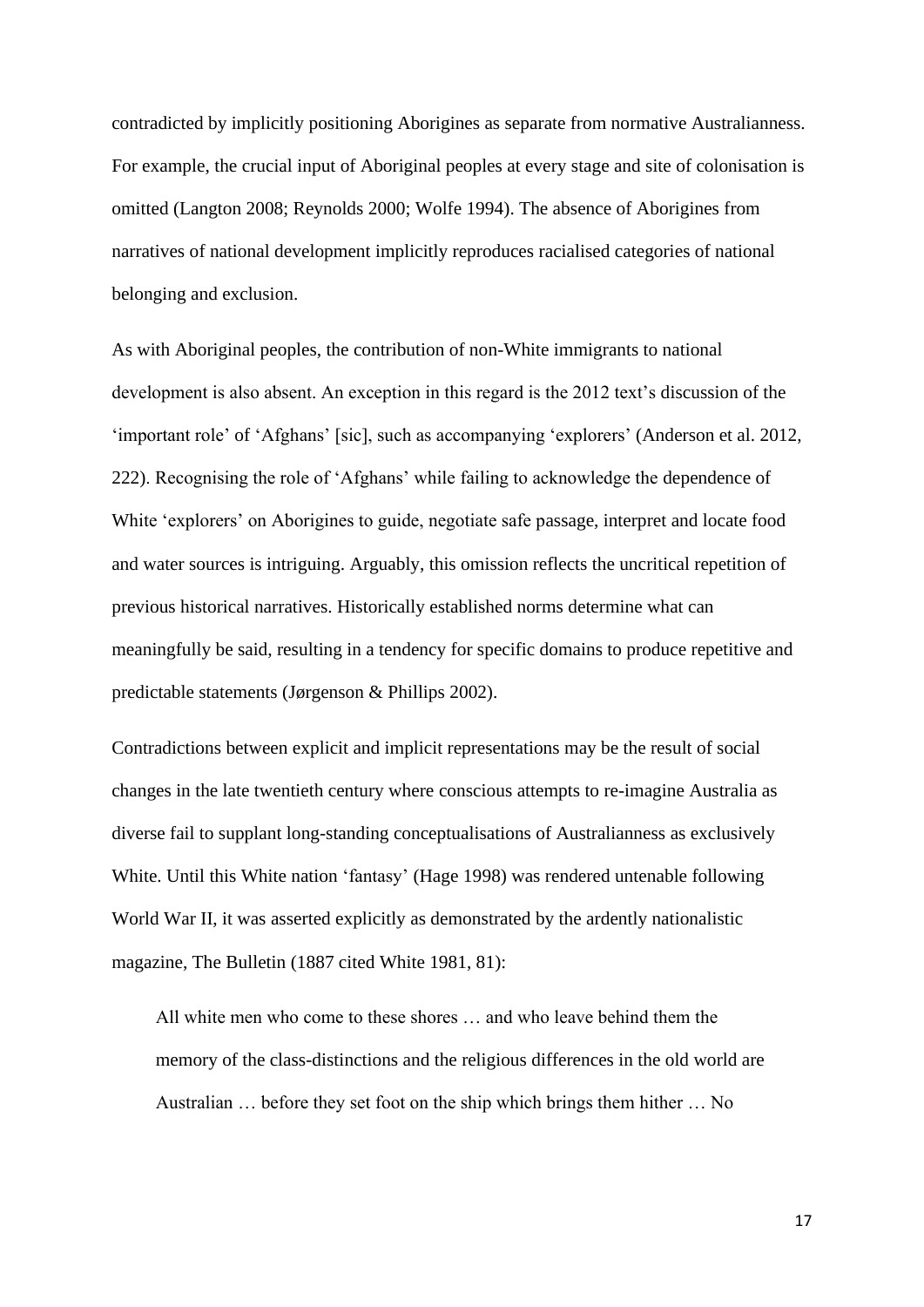contradicted by implicitly positioning Aborigines as separate from normative Australianness. For example, the crucial input of Aboriginal peoples at every stage and site of colonisation is omitted (Langton 2008; Reynolds 2000; Wolfe 1994). The absence of Aborigines from narratives of national development implicitly reproduces racialised categories of national belonging and exclusion.

As with Aboriginal peoples, the contribution of non-White immigrants to national development is also absent. An exception in this regard is the 2012 text's discussion of the 'important role' of 'Afghans' [sic], such as accompanying 'explorers' (Anderson et al. 2012, 222). Recognising the role of 'Afghans' while failing to acknowledge the dependence of White 'explorers' on Aborigines to guide, negotiate safe passage, interpret and locate food and water sources is intriguing. Arguably, this omission reflects the uncritical repetition of previous historical narratives. Historically established norms determine what can meaningfully be said, resulting in a tendency for specific domains to produce repetitive and predictable statements (Jørgenson & Phillips 2002).

Contradictions between explicit and implicit representations may be the result of social changes in the late twentieth century where conscious attempts to re-imagine Australia as diverse fail to supplant long-standing conceptualisations of Australianness as exclusively White. Until this White nation 'fantasy' (Hage 1998) was rendered untenable following World War II, it was asserted explicitly as demonstrated by the ardently nationalistic magazine, The Bulletin (1887 cited White 1981, 81):

> All white men who come to these shores … and who leave behind them the memory of the class-distinctions and the religious differences in the old world are Australian … before they set foot on the ship which brings them hither … No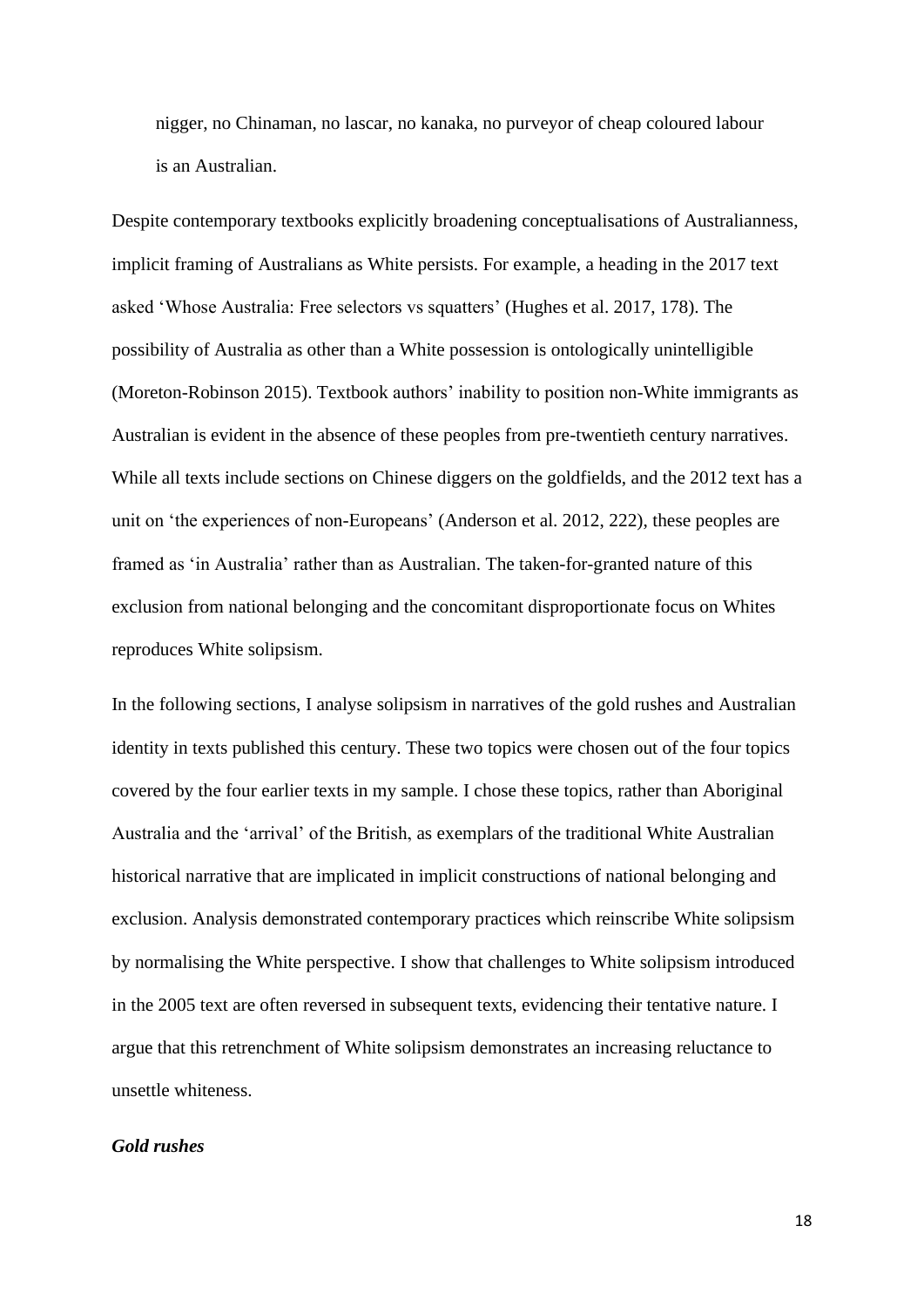> nigger, no Chinaman, no lascar, no kanaka, no purveyor of cheap coloured labour is an Australian.

Despite contemporary textbooks explicitly broadening conceptualisations of Australianness, implicit framing of Australians as White persists. For example, a heading in the 2017 text asked 'Whose Australia: Free selectors vs squatters' (Hughes et al. 2017, 178). The possibility of Australia as other than a White possession is ontologically unintelligible (Moreton-Robinson 2015). Textbook authors' inability to position non-White immigrants as Australian is evident in the absence of these peoples from pre-twentieth century narratives. While all texts include sections on Chinese diggers on the goldfields, and the 2012 text has a unit on 'the experiences of non-Europeans' (Anderson et al. 2012, 222), these peoples are framed as 'in Australia' rather than as Australian. The taken-for-granted nature of this exclusion from national belonging and the concomitant disproportionate focus on Whites reproduces White solipsism.

In the following sections, I analyse solipsism in narratives of the gold rushes and Australian identity in texts published this century. These two topics were chosen out of the four topics covered by the four earlier texts in my sample. I chose these topics, rather than Aboriginal Australia and the 'arrival' of the British, as exemplars of the traditional White Australian historical narrative that are implicated in implicit constructions of national belonging and exclusion. Analysis demonstrated contemporary practices which reinscribe White solipsism by normalising the White perspective. I show that challenges to White solipsism introduced in the 2005 text are often reversed in subsequent texts, evidencing their tentative nature. I argue that this retrenchment of White solipsism demonstrates an increasing reluctance to unsettle whiteness.

### *Gold rushes*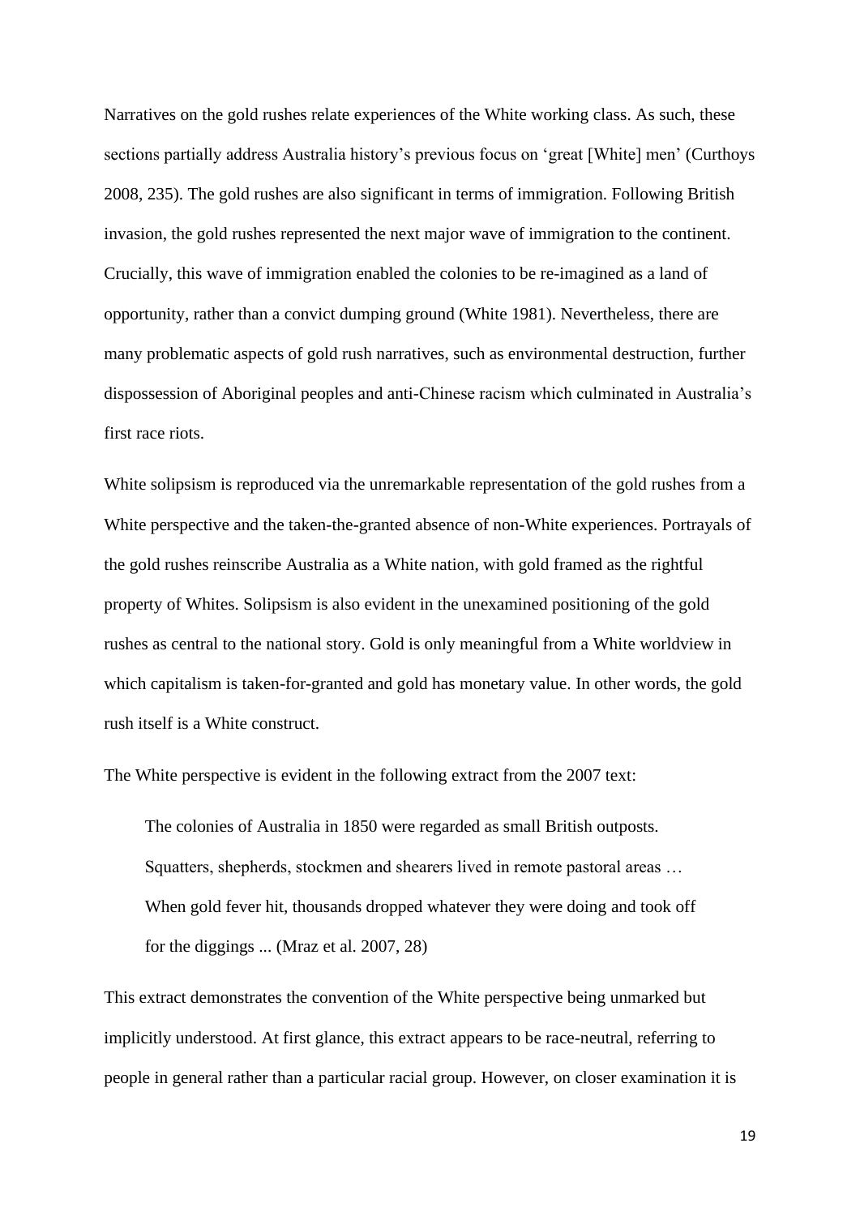Narratives on the gold rushes relate experiences of the White working class. As such, these sections partially address Australia history's previous focus on 'great [White] men' (Curthoys 2008, 235). The gold rushes are also significant in terms of immigration. Following British invasion, the gold rushes represented the next major wave of immigration to the continent. Crucially, this wave of immigration enabled the colonies to be re-imagined as a land of opportunity, rather than a convict dumping ground (White 1981). Nevertheless, there are many problematic aspects of gold rush narratives, such as environmental destruction, further dispossession of Aboriginal peoples and anti-Chinese racism which culminated in Australia's first race riots.

White solipsism is reproduced via the unremarkable representation of the gold rushes from a White perspective and the taken-the-granted absence of non-White experiences. Portrayals of the gold rushes reinscribe Australia as a White nation, with gold framed as the rightful property of Whites. Solipsism is also evident in the unexamined positioning of the gold rushes as central to the national story. Gold is only meaningful from a White worldview in which capitalism is taken-for-granted and gold has monetary value. In other words, the gold rush itself is a White construct.

The White perspective is evident in the following extract from the 2007 text:

> The colonies of Australia in 1850 were regarded as small British outposts. Squatters, shepherds, stockmen and shearers lived in remote pastoral areas … When gold fever hit, thousands dropped whatever they were doing and took off for the diggings ... (Mraz et al. 2007, 28)

This extract demonstrates the convention of the White perspective being unmarked but implicitly understood. At first glance, this extract appears to be race-neutral, referring to people in general rather than a particular racial group. However, on closer examination it is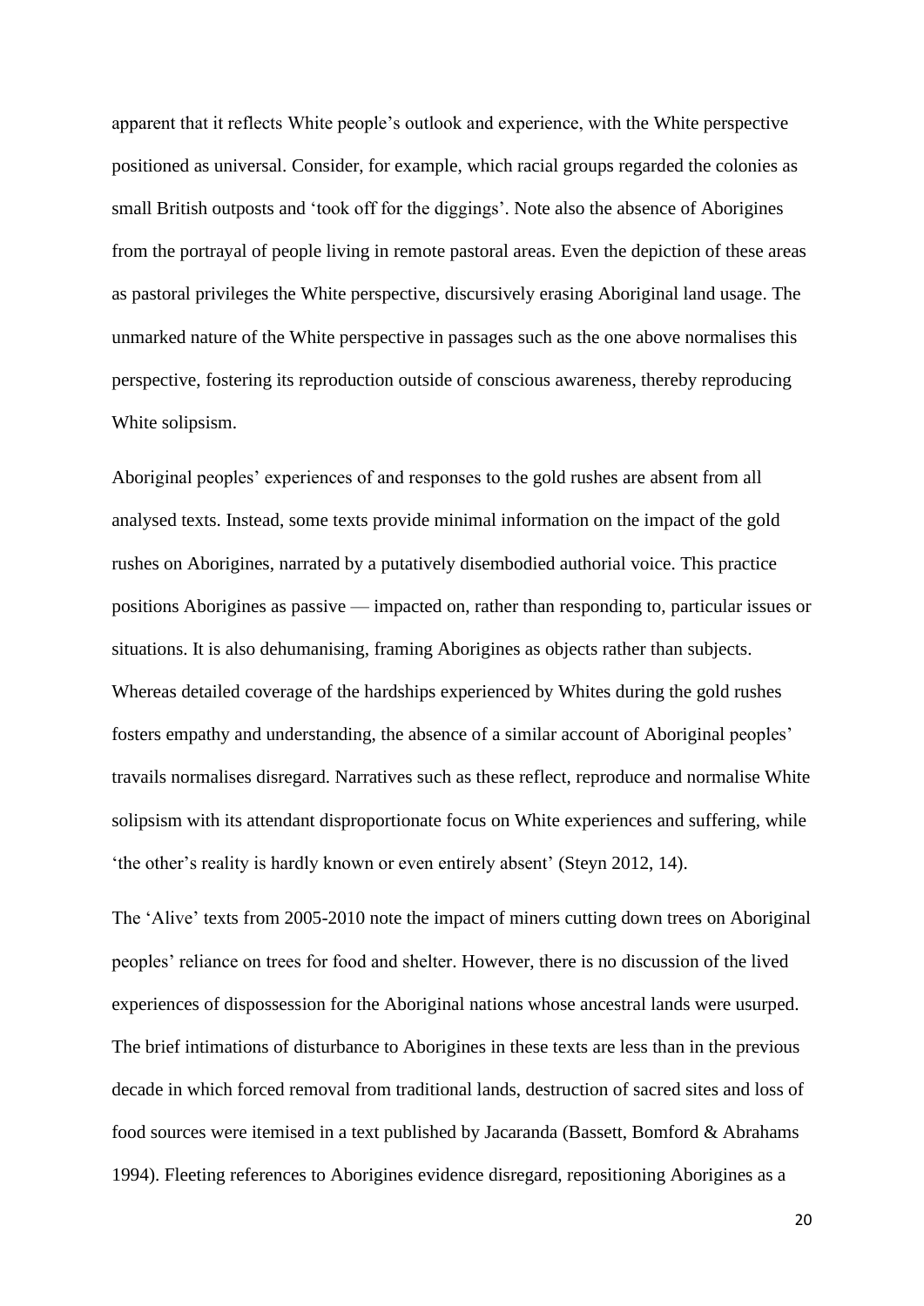apparent that it reflects White people's outlook and experience, with the White perspective positioned as universal. Consider, for example, which racial groups regarded the colonies as small British outposts and 'took off for the diggings'. Note also the absence of Aborigines from the portrayal of people living in remote pastoral areas. Even the depiction of these areas as pastoral privileges the White perspective, discursively erasing Aboriginal land usage. The unmarked nature of the White perspective in passages such as the one above normalises this perspective, fostering its reproduction outside of conscious awareness, thereby reproducing White solipsism.

Aboriginal peoples' experiences of and responses to the gold rushes are absent from all analysed texts. Instead, some texts provide minimal information on the impact of the gold rushes on Aborigines, narrated by a putatively disembodied authorial voice. This practice positions Aborigines as passive — impacted on, rather than responding to, particular issues or situations. It is also dehumanising, framing Aborigines as objects rather than subjects. Whereas detailed coverage of the hardships experienced by Whites during the gold rushes fosters empathy and understanding, the absence of a similar account of Aboriginal peoples' travails normalises disregard. Narratives such as these reflect, reproduce and normalise White solipsism with its attendant disproportionate focus on White experiences and suffering, while 'the other's reality is hardly known or even entirely absent' (Steyn 2012, 14).

The 'Alive' texts from 2005-2010 note the impact of miners cutting down trees on Aboriginal peoples' reliance on trees for food and shelter. However, there is no discussion of the lived experiences of dispossession for the Aboriginal nations whose ancestral lands were usurped. The brief intimations of disturbance to Aborigines in these texts are less than in the previous decade in which forced removal from traditional lands, destruction of sacred sites and loss of food sources were itemised in a text published by Jacaranda (Bassett, Bomford & Abrahams 1994). Fleeting references to Aborigines evidence disregard, repositioning Aborigines as a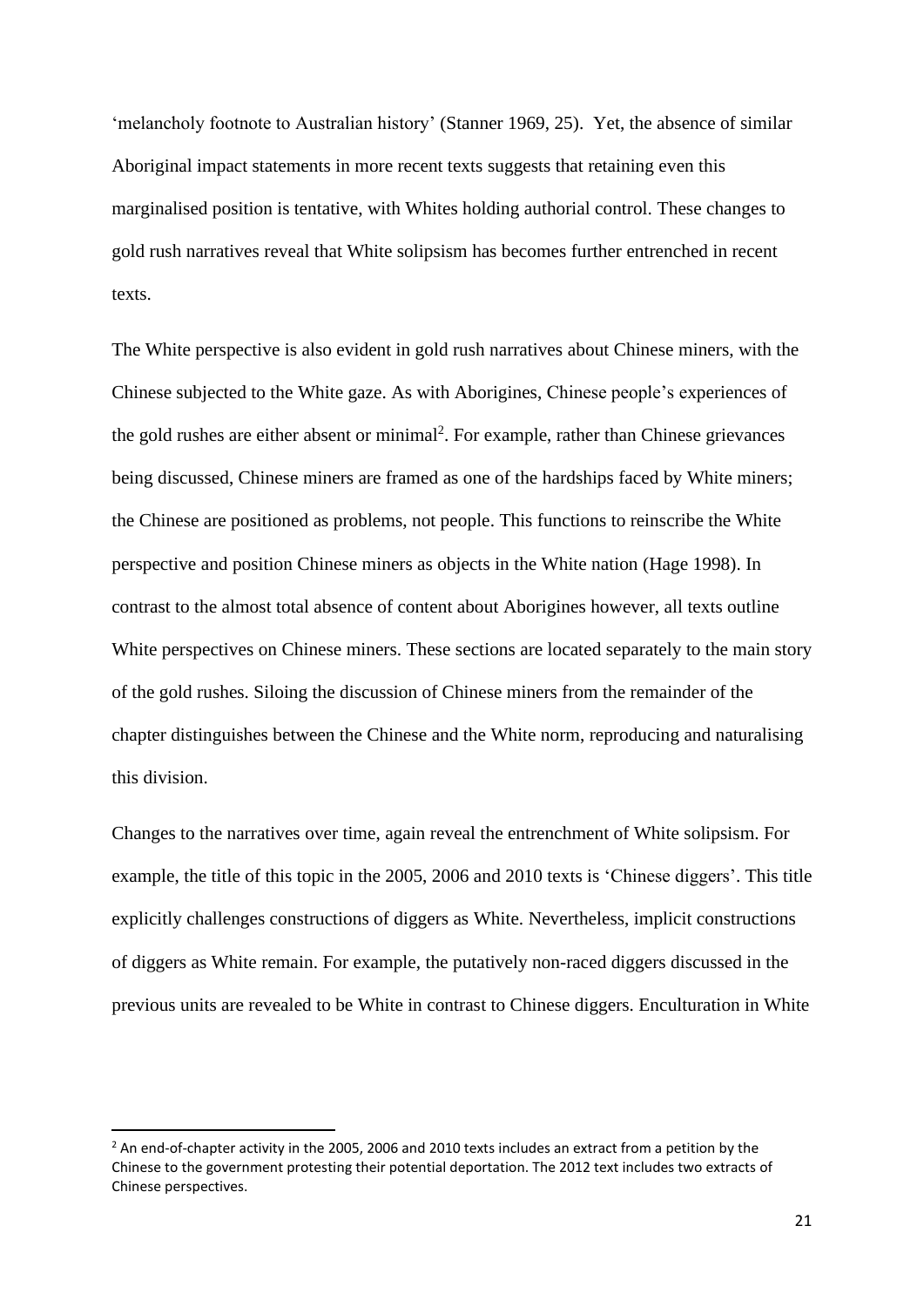'melancholy footnote to Australian history' (Stanner 1969, 25). Yet, the absence of similar Aboriginal impact statements in more recent texts suggests that retaining even this marginalised position is tentative, with Whites holding authorial control. These changes to gold rush narratives reveal that White solipsism has becomes further entrenched in recent texts.

The White perspective is also evident in gold rush narratives about Chinese miners, with the Chinese subjected to the White gaze. As with Aborigines, Chinese people's experiences of the gold rushes are either absent or minimal[2]. For example, rather than Chinese grievances being discussed, Chinese miners are framed as one of the hardships faced by White miners; the Chinese are positioned as problems, not people. This functions to reinscribe the White perspective and position Chinese miners as objects in the White nation (Hage 1998). In contrast to the almost total absence of content about Aborigines however, all texts outline White perspectives on Chinese miners. These sections are located separately to the main story of the gold rushes. Siloing the discussion of Chinese miners from the remainder of the chapter distinguishes between the Chinese and the White norm, reproducing and naturalising this division.

Changes to the narratives over time, again reveal the entrenchment of White solipsism. For example, the title of this topic in the 2005, 2006 and 2010 texts is 'Chinese diggers'. This title explicitly challenges constructions of diggers as White. Nevertheless, implicit constructions of diggers as White remain. For example, the putatively non-raced diggers discussed in the previous units are revealed to be White in contrast to Chinese diggers. Enculturation in White

---

[2] An end-of-chapter activity in the 2005, 2006 and 2010 texts includes an extract from a petition by the Chinese to the government protesting their potential deportation. The 2012 text includes two extracts of Chinese perspectives.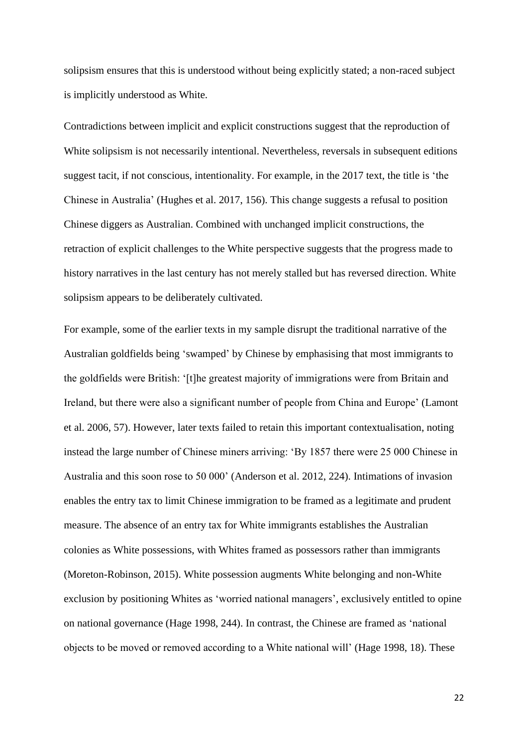solipsism ensures that this is understood without being explicitly stated; a non-raced subject is implicitly understood as White.

Contradictions between implicit and explicit constructions suggest that the reproduction of White solipsism is not necessarily intentional. Nevertheless, reversals in subsequent editions suggest tacit, if not conscious, intentionality. For example, in the 2017 text, the title is 'the Chinese in Australia' (Hughes et al. 2017, 156). This change suggests a refusal to position Chinese diggers as Australian. Combined with unchanged implicit constructions, the retraction of explicit challenges to the White perspective suggests that the progress made to history narratives in the last century has not merely stalled but has reversed direction. White solipsism appears to be deliberately cultivated.

For example, some of the earlier texts in my sample disrupt the traditional narrative of the Australian goldfields being 'swamped' by Chinese by emphasising that most immigrants to the goldfields were British: '[t]he greatest majority of immigrations were from Britain and Ireland, but there were also a significant number of people from China and Europe' (Lamont et al. 2006, 57). However, later texts failed to retain this important contextualisation, noting instead the large number of Chinese miners arriving: 'By 1857 there were 25 000 Chinese in Australia and this soon rose to 50 000' (Anderson et al. 2012, 224). Intimations of invasion enables the entry tax to limit Chinese immigration to be framed as a legitimate and prudent measure. The absence of an entry tax for White immigrants establishes the Australian colonies as White possessions, with Whites framed as possessors rather than immigrants (Moreton-Robinson, 2015). White possession augments White belonging and non-White exclusion by positioning Whites as 'worried national managers', exclusively entitled to opine on national governance (Hage 1998, 244). In contrast, the Chinese are framed as 'national objects to be moved or removed according to a White national will' (Hage 1998, 18). These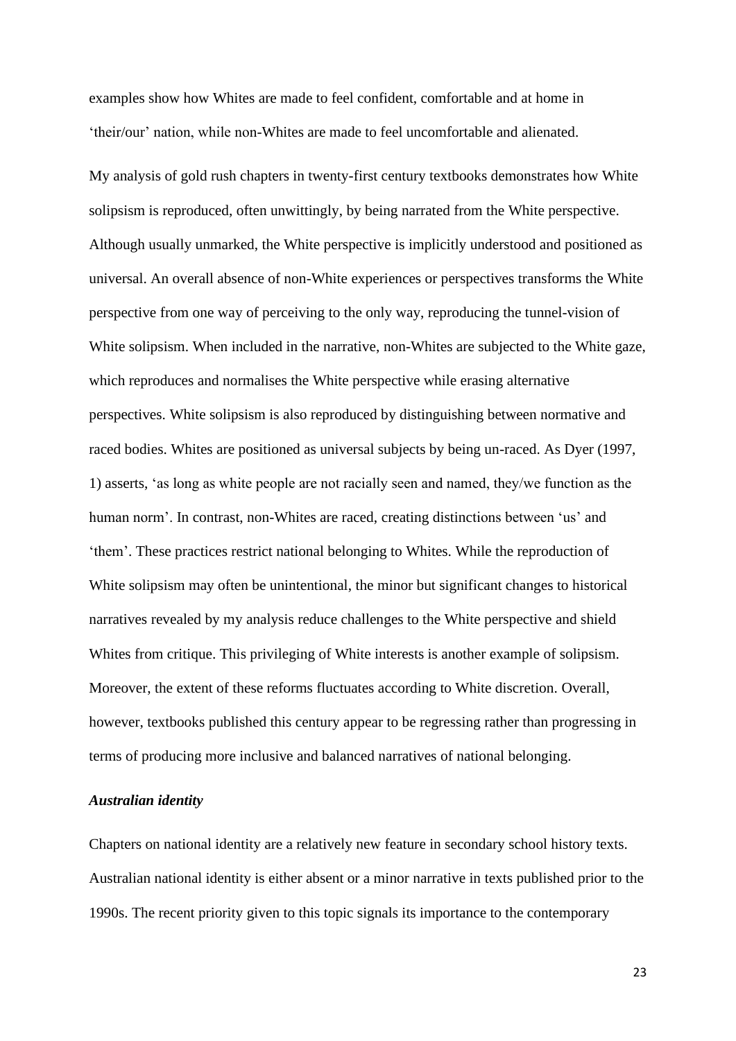examples show how Whites are made to feel confident, comfortable and at home in ‘their/our’ nation, while non-Whites are made to feel uncomfortable and alienated.

My analysis of gold rush chapters in twenty-first century textbooks demonstrates how White solipsism is reproduced, often unwittingly, by being narrated from the White perspective. Although usually unmarked, the White perspective is implicitly understood and positioned as universal. An overall absence of non-White experiences or perspectives transforms the White perspective from one way of perceiving to the only way, reproducing the tunnel-vision of White solipsism. When included in the narrative, non-Whites are subjected to the White gaze, which reproduces and normalises the White perspective while erasing alternative perspectives. White solipsism is also reproduced by distinguishing between normative and raced bodies. Whites are positioned as universal subjects by being un-raced. As Dyer (1997, 1) asserts, ‘as long as white people are not racially seen and named, they/we function as the human norm’. In contrast, non-Whites are raced, creating distinctions between ‘us’ and ‘them’. These practices restrict national belonging to Whites. While the reproduction of White solipsism may often be unintentional, the minor but significant changes to historical narratives revealed by my analysis reduce challenges to the White perspective and shield Whites from critique. This privileging of White interests is another example of solipsism. Moreover, the extent of these reforms fluctuates according to White discretion. Overall, however, textbooks published this century appear to be regressing rather than progressing in terms of producing more inclusive and balanced narratives of national belonging.

### *Australian identity*

Chapters on national identity are a relatively new feature in secondary school history texts. Australian national identity is either absent or a minor narrative in texts published prior to the 1990s. The recent priority given to this topic signals its importance to the contemporary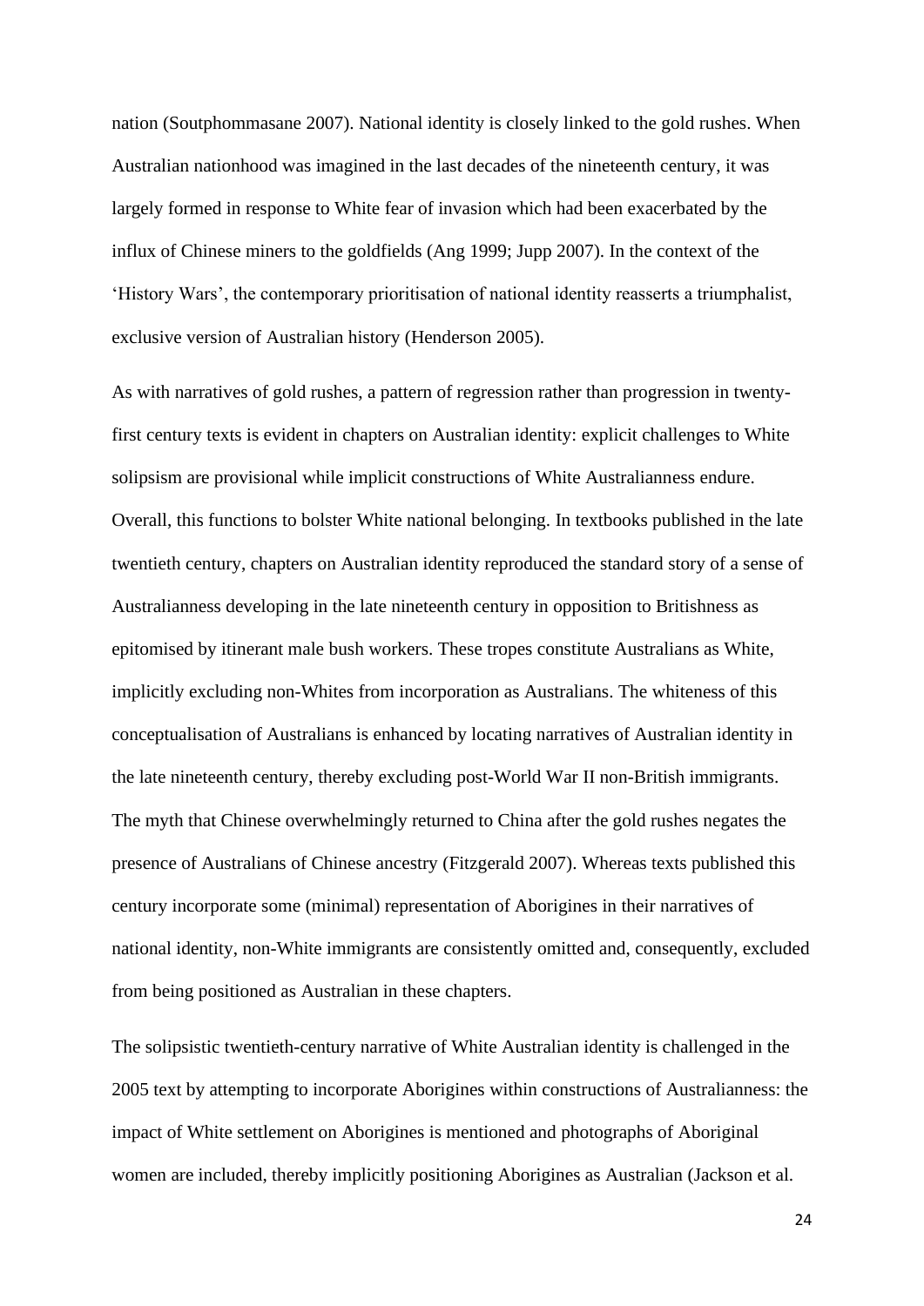nation (Soutphommasane 2007). National identity is closely linked to the gold rushes. When Australian nationhood was imagined in the last decades of the nineteenth century, it was largely formed in response to White fear of invasion which had been exacerbated by the influx of Chinese miners to the goldfields (Ang 1999; Jupp 2007). In the context of the 'History Wars', the contemporary prioritisation of national identity reasserts a triumphalist, exclusive version of Australian history (Henderson 2005).

As with narratives of gold rushes, a pattern of regression rather than progression in twenty-first century texts is evident in chapters on Australian identity: explicit challenges to White solipsism are provisional while implicit constructions of White Australianness endure. Overall, this functions to bolster White national belonging. In textbooks published in the late twentieth century, chapters on Australian identity reproduced the standard story of a sense of Australianness developing in the late nineteenth century in opposition to Britishness as epitomised by itinerant male bush workers. These tropes constitute Australians as White, implicitly excluding non-Whites from incorporation as Australians. The whiteness of this conceptualisation of Australians is enhanced by locating narratives of Australian identity in the late nineteenth century, thereby excluding post-World War II non-British immigrants. The myth that Chinese overwhelmingly returned to China after the gold rushes negates the presence of Australians of Chinese ancestry (Fitzgerald 2007). Whereas texts published this century incorporate some (minimal) representation of Aborigines in their narratives of national identity, non-White immigrants are consistently omitted and, consequently, excluded from being positioned as Australian in these chapters.

The solipsistic twentieth-century narrative of White Australian identity is challenged in the 2005 text by attempting to incorporate Aborigines within constructions of Australianness: the impact of White settlement on Aborigines is mentioned and photographs of Aboriginal women are included, thereby implicitly positioning Aborigines as Australian (Jackson et al.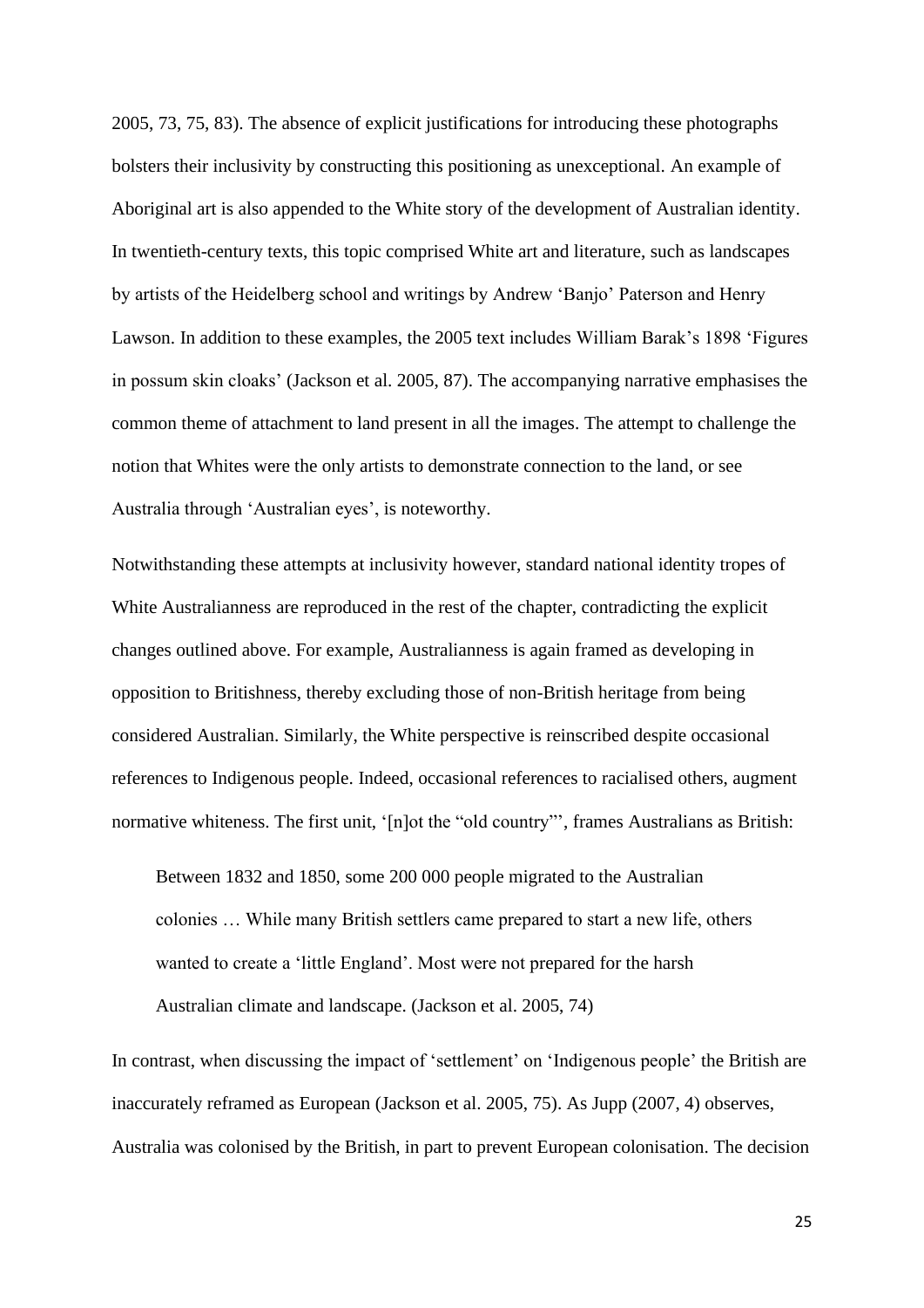2005, 73, 75, 83). The absence of explicit justifications for introducing these photographs bolsters their inclusivity by constructing this positioning as unexceptional. An example of Aboriginal art is also appended to the White story of the development of Australian identity. In twentieth-century texts, this topic comprised White art and literature, such as landscapes by artists of the Heidelberg school and writings by Andrew 'Banjo' Paterson and Henry Lawson. In addition to these examples, the 2005 text includes William Barak's 1898 'Figures in possum skin cloaks' (Jackson et al. 2005, 87). The accompanying narrative emphasises the common theme of attachment to land present in all the images. The attempt to challenge the notion that Whites were the only artists to demonstrate connection to the land, or see Australia through 'Australian eyes', is noteworthy.

Notwithstanding these attempts at inclusivity however, standard national identity tropes of White Australianness are reproduced in the rest of the chapter, contradicting the explicit changes outlined above. For example, Australianness is again framed as developing in opposition to Britishness, thereby excluding those of non-British heritage from being considered Australian. Similarly, the White perspective is reinscribed despite occasional references to Indigenous people. Indeed, occasional references to racialised others, augment normative whiteness. The first unit, '[n]ot the "old country"', frames Australians as British:

> Between 1832 and 1850, some 200 000 people migrated to the Australian colonies … While many British settlers came prepared to start a new life, others wanted to create a 'little England'. Most were not prepared for the harsh Australian climate and landscape. (Jackson et al. 2005, 74)

In contrast, when discussing the impact of 'settlement' on 'Indigenous people' the British are inaccurately reframed as European (Jackson et al. 2005, 75). As Jupp (2007, 4) observes, Australia was colonised by the British, in part to prevent European colonisation. The decision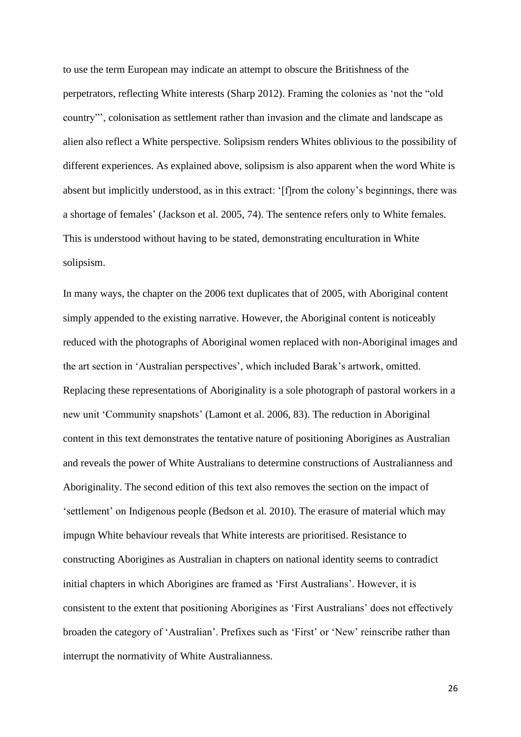to use the term European may indicate an attempt to obscure the Britishness of the perpetrators, reflecting White interests (Sharp 2012). Framing the colonies as 'not the "old country"', colonisation as settlement rather than invasion and the climate and landscape as alien also reflect a White perspective. Solipsism renders Whites oblivious to the possibility of different experiences. As explained above, solipsism is also apparent when the word White is absent but implicitly understood, as in this extract: '[f]rom the colony's beginnings, there was a shortage of females' (Jackson et al. 2005, 74). The sentence refers only to White females. This is understood without having to be stated, demonstrating enculturation in White solipsism.

In many ways, the chapter on the 2006 text duplicates that of 2005, with Aboriginal content simply appended to the existing narrative. However, the Aboriginal content is noticeably reduced with the photographs of Aboriginal women replaced with non-Aboriginal images and the art section in 'Australian perspectives', which included Barak's artwork, omitted. Replacing these representations of Aboriginality is a sole photograph of pastoral workers in a new unit 'Community snapshots' (Lamont et al. 2006, 83). The reduction in Aboriginal content in this text demonstrates the tentative nature of positioning Aborigines as Australian and reveals the power of White Australians to determine constructions of Australianness and Aboriginality. The second edition of this text also removes the section on the impact of 'settlement' on Indigenous people (Bedson et al. 2010). The erasure of material which may impugn White behaviour reveals that White interests are prioritised. Resistance to constructing Aborigines as Australian in chapters on national identity seems to contradict initial chapters in which Aborigines are framed as 'First Australians'. However, it is consistent to the extent that positioning Aborigines as 'First Australians' does not effectively broaden the category of 'Australian'. Prefixes such as 'First' or 'New' reinscribe rather than interrupt the normativity of White Australianness.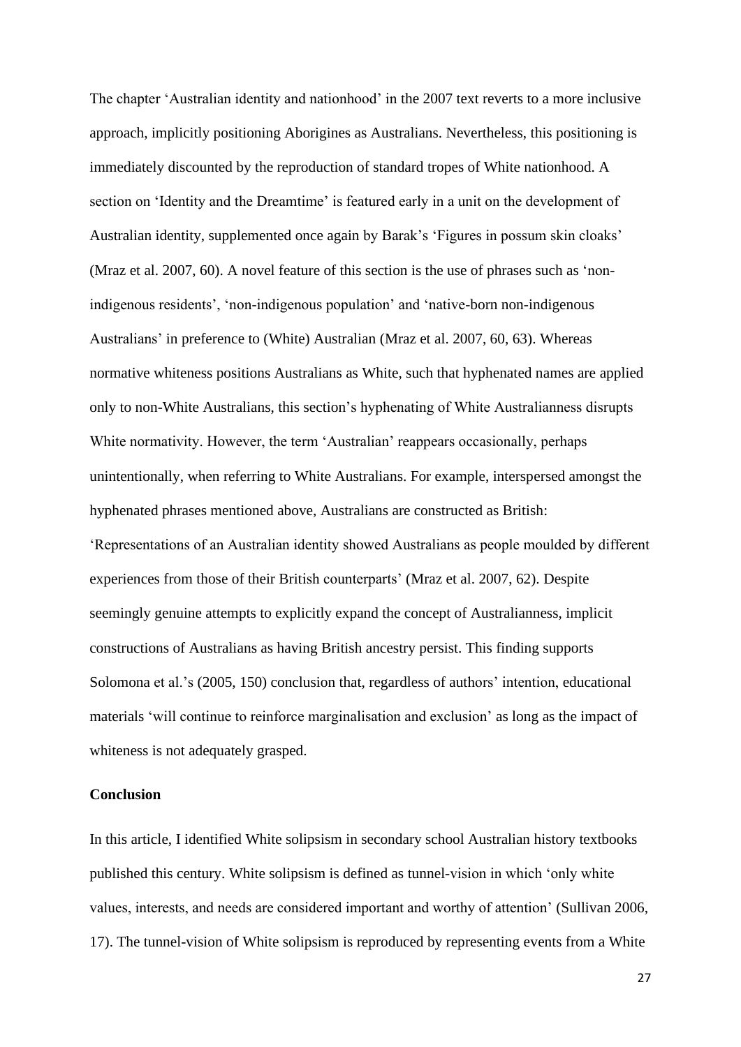The chapter 'Australian identity and nationhood' in the 2007 text reverts to a more inclusive approach, implicitly positioning Aborigines as Australians. Nevertheless, this positioning is immediately discounted by the reproduction of standard tropes of White nationhood. A section on 'Identity and the Dreamtime' is featured early in a unit on the development of Australian identity, supplemented once again by Barak's 'Figures in possum skin cloaks' (Mraz et al. 2007, 60). A novel feature of this section is the use of phrases such as 'non-indigenous residents', 'non-indigenous population' and 'native-born non-indigenous Australians' in preference to (White) Australian (Mraz et al. 2007, 60, 63). Whereas normative whiteness positions Australians as White, such that hyphenated names are applied only to non-White Australians, this section's hyphenating of White Australianness disrupts White normativity. However, the term 'Australian' reappears occasionally, perhaps unintentionally, when referring to White Australians. For example, interspersed amongst the hyphenated phrases mentioned above, Australians are constructed as British: 'Representations of an Australian identity showed Australians as people moulded by different experiences from those of their British counterparts' (Mraz et al. 2007, 62). Despite seemingly genuine attempts to explicitly expand the concept of Australianness, implicit constructions of Australians as having British ancestry persist. This finding supports Solomona et al.'s (2005, 150) conclusion that, regardless of authors' intention, educational materials 'will continue to reinforce marginalisation and exclusion' as long as the impact of whiteness is not adequately grasped.

## Conclusion

In this article, I identified White solipsism in secondary school Australian history textbooks published this century. White solipsism is defined as tunnel-vision in which 'only white values, interests, and needs are considered important and worthy of attention' (Sullivan 2006, 17). The tunnel-vision of White solipsism is reproduced by representing events from a White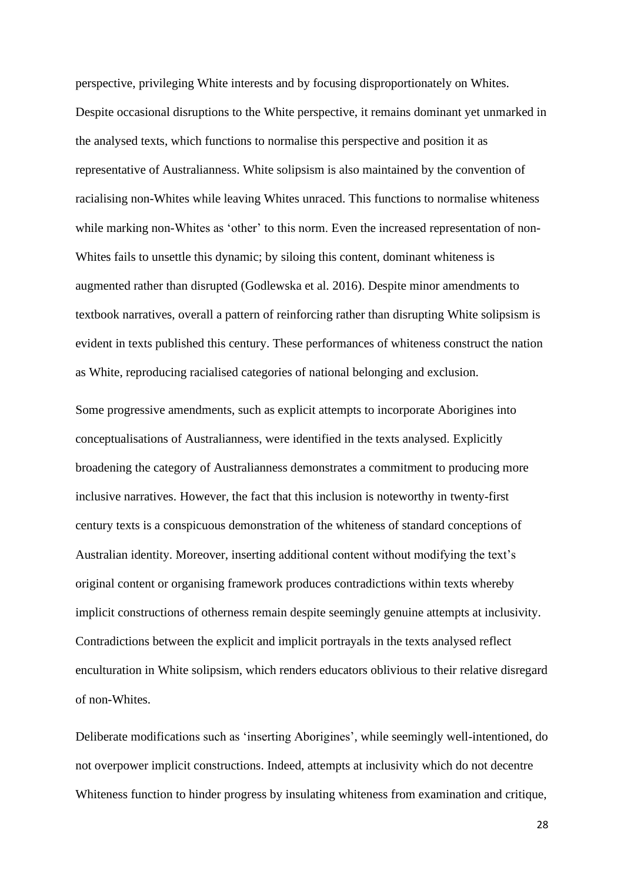perspective, privileging White interests and by focusing disproportionately on Whites. Despite occasional disruptions to the White perspective, it remains dominant yet unmarked in the analysed texts, which functions to normalise this perspective and position it as representative of Australianness. White solipsism is also maintained by the convention of racialising non-Whites while leaving Whites unraced. This functions to normalise whiteness while marking non-Whites as 'other' to this norm. Even the increased representation of non-Whites fails to unsettle this dynamic; by siloing this content, dominant whiteness is augmented rather than disrupted (Godlewska et al. 2016). Despite minor amendments to textbook narratives, overall a pattern of reinforcing rather than disrupting White solipsism is evident in texts published this century. These performances of whiteness construct the nation as White, reproducing racialised categories of national belonging and exclusion.

Some progressive amendments, such as explicit attempts to incorporate Aborigines into conceptualisations of Australianness, were identified in the texts analysed. Explicitly broadening the category of Australianness demonstrates a commitment to producing more inclusive narratives. However, the fact that this inclusion is noteworthy in twenty-first century texts is a conspicuous demonstration of the whiteness of standard conceptions of Australian identity. Moreover, inserting additional content without modifying the text's original content or organising framework produces contradictions within texts whereby implicit constructions of otherness remain despite seemingly genuine attempts at inclusivity. Contradictions between the explicit and implicit portrayals in the texts analysed reflect enculturation in White solipsism, which renders educators oblivious to their relative disregard of non-Whites.

Deliberate modifications such as 'inserting Aborigines', while seemingly well-intentioned, do not overpower implicit constructions. Indeed, attempts at inclusivity which do not decentre Whiteness function to hinder progress by insulating whiteness from examination and critique,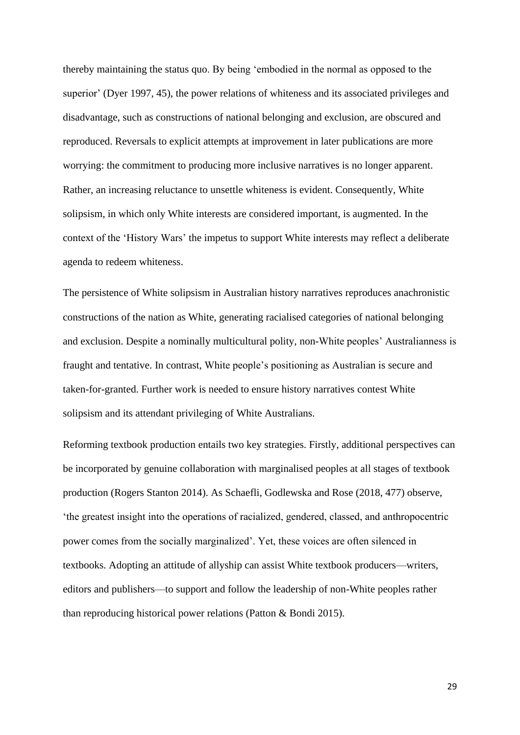thereby maintaining the status quo. By being 'embodied in the normal as opposed to the superior' (Dyer 1997, 45), the power relations of whiteness and its associated privileges and disadvantage, such as constructions of national belonging and exclusion, are obscured and reproduced. Reversals to explicit attempts at improvement in later publications are more worrying: the commitment to producing more inclusive narratives is no longer apparent. Rather, an increasing reluctance to unsettle whiteness is evident. Consequently, White solipsism, in which only White interests are considered important, is augmented. In the context of the 'History Wars' the impetus to support White interests may reflect a deliberate agenda to redeem whiteness.

The persistence of White solipsism in Australian history narratives reproduces anachronistic constructions of the nation as White, generating racialised categories of national belonging and exclusion. Despite a nominally multicultural polity, non-White peoples' Australianness is fraught and tentative. In contrast, White people's positioning as Australian is secure and taken-for-granted. Further work is needed to ensure history narratives contest White solipsism and its attendant privileging of White Australians.

Reforming textbook production entails two key strategies. Firstly, additional perspectives can be incorporated by genuine collaboration with marginalised peoples at all stages of textbook production (Rogers Stanton 2014). As Schaefli, Godlewska and Rose (2018, 477) observe, 'the greatest insight into the operations of racialized, gendered, classed, and anthropocentric power comes from the socially marginalized'. Yet, these voices are often silenced in textbooks. Adopting an attitude of allyship can assist White textbook producers—writers, editors and publishers—to support and follow the leadership of non-White peoples rather than reproducing historical power relations (Patton & Bondi 2015).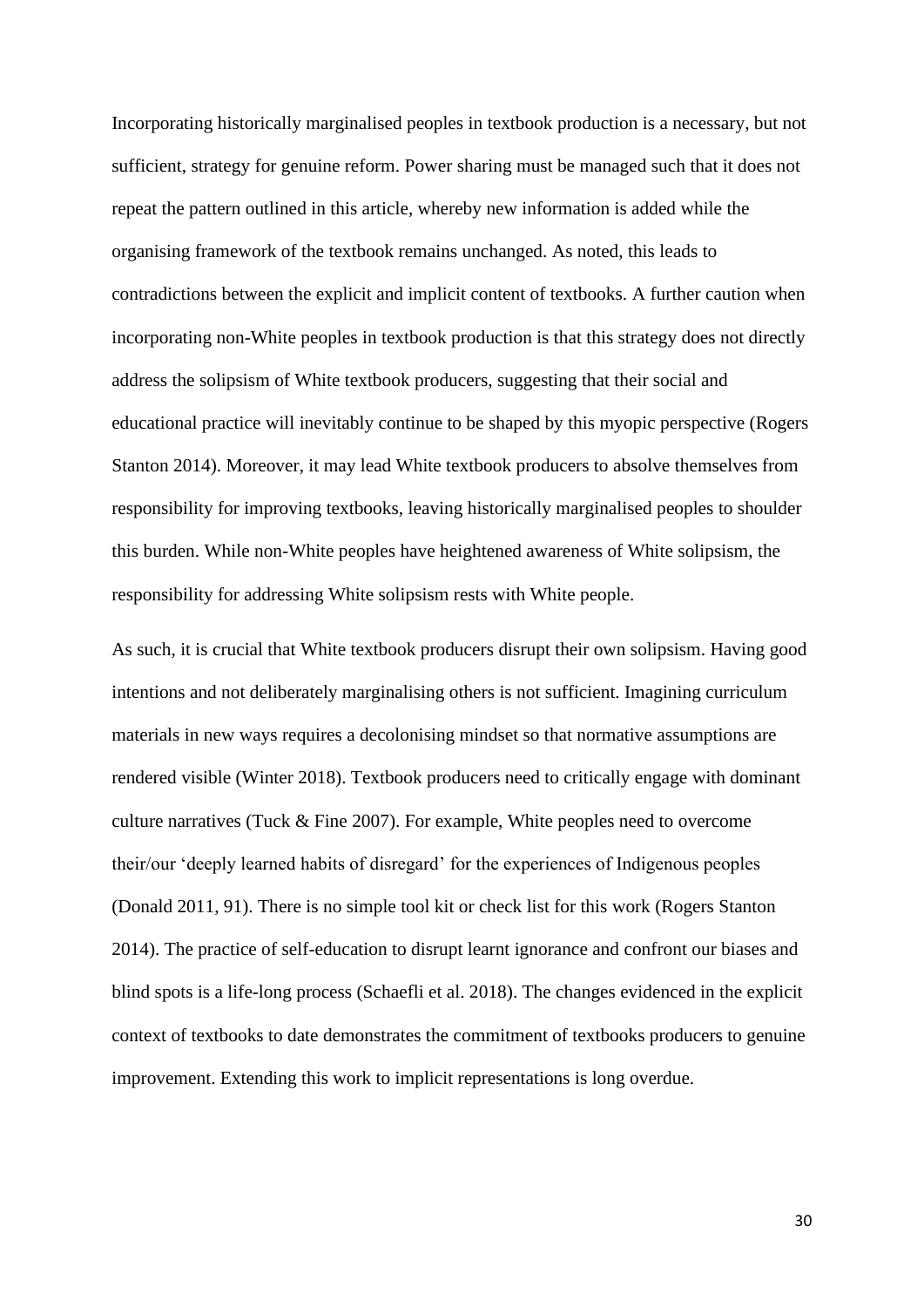Incorporating historically marginalised peoples in textbook production is a necessary, but not sufficient, strategy for genuine reform. Power sharing must be managed such that it does not repeat the pattern outlined in this article, whereby new information is added while the organising framework of the textbook remains unchanged. As noted, this leads to contradictions between the explicit and implicit content of textbooks. A further caution when incorporating non-White peoples in textbook production is that this strategy does not directly address the solipsism of White textbook producers, suggesting that their social and educational practice will inevitably continue to be shaped by this myopic perspective (Rogers Stanton 2014). Moreover, it may lead White textbook producers to absolve themselves from responsibility for improving textbooks, leaving historically marginalised peoples to shoulder this burden. While non-White peoples have heightened awareness of White solipsism, the responsibility for addressing White solipsism rests with White people.

As such, it is crucial that White textbook producers disrupt their own solipsism. Having good intentions and not deliberately marginalising others is not sufficient. Imagining curriculum materials in new ways requires a decolonising mindset so that normative assumptions are rendered visible (Winter 2018). Textbook producers need to critically engage with dominant culture narratives (Tuck & Fine 2007). For example, White peoples need to overcome their/our 'deeply learned habits of disregard' for the experiences of Indigenous peoples (Donald 2011, 91). There is no simple tool kit or check list for this work (Rogers Stanton 2014). The practice of self-education to disrupt learnt ignorance and confront our biases and blind spots is a life-long process (Schaefli et al. 2018). The changes evidenced in the explicit context of textbooks to date demonstrates the commitment of textbooks producers to genuine improvement. Extending this work to implicit representations is long overdue.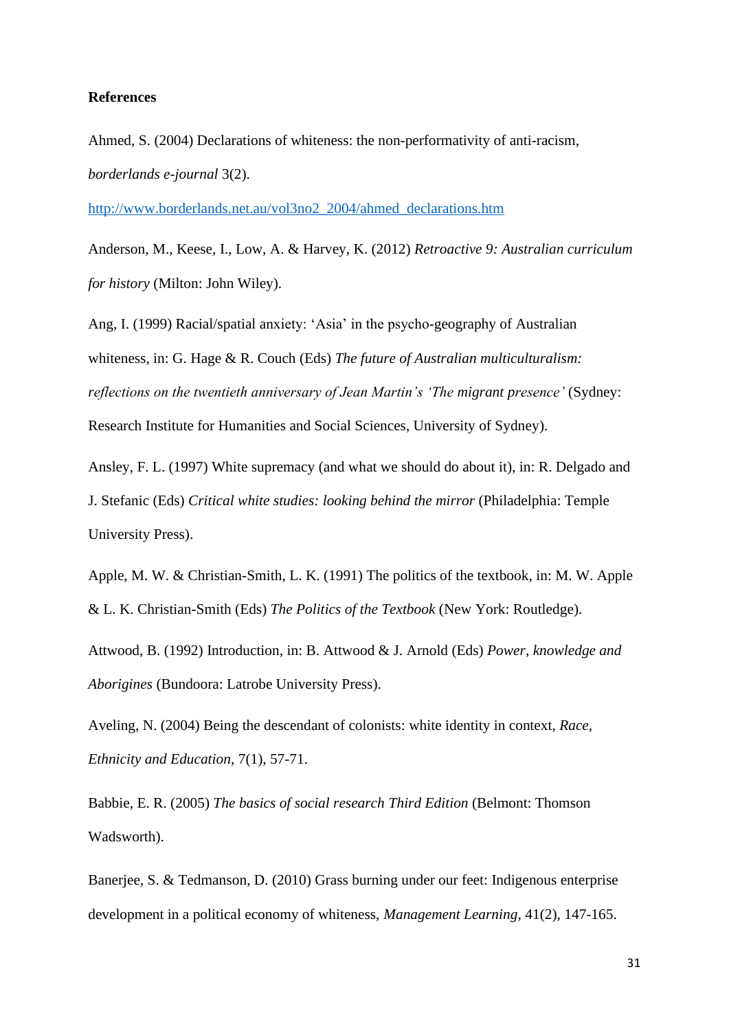**References**

Ahmed, S. (2004) Declarations of whiteness: the non-performativity of anti-racism, *borderlands e-journal* 3(2).

http://www.borderlands.net.au/vol3no2_2004/ahmed_declarations.htm

Anderson, M., Keese, I., Low, A. & Harvey, K. (2012) *Retroactive 9: Australian curriculum for history* (Milton: John Wiley).

Ang, I. (1999) Racial/spatial anxiety: 'Asia' in the psycho-geography of Australian whiteness, in: G. Hage & R. Couch (Eds) *The future of Australian multiculturalism: reflections on the twentieth anniversary of Jean Martin's 'The migrant presence'* (Sydney: Research Institute for Humanities and Social Sciences, University of Sydney).

Ansley, F. L. (1997) White supremacy (and what we should do about it), in: R. Delgado and J. Stefanic (Eds) *Critical white studies: looking behind the mirror* (Philadelphia: Temple University Press).

Apple, M. W. & Christian-Smith, L. K. (1991) The politics of the textbook, in: M. W. Apple & L. K. Christian-Smith (Eds) *The Politics of the Textbook* (New York: Routledge).

Attwood, B. (1992) Introduction, in: B. Attwood & J. Arnold (Eds) *Power, knowledge and Aborigines* (Bundoora: Latrobe University Press).

Aveling, N. (2004) Being the descendant of colonists: white identity in context, *Race, Ethnicity and Education*, 7(1), 57-71.

Babbie, E. R. (2005) *The basics of social research Third Edition* (Belmont: Thomson Wadsworth).

Banerjee, S. & Tedmanson, D. (2010) Grass burning under our feet: Indigenous enterprise development in a political economy of whiteness, *Management Learning*, 41(2), 147-165.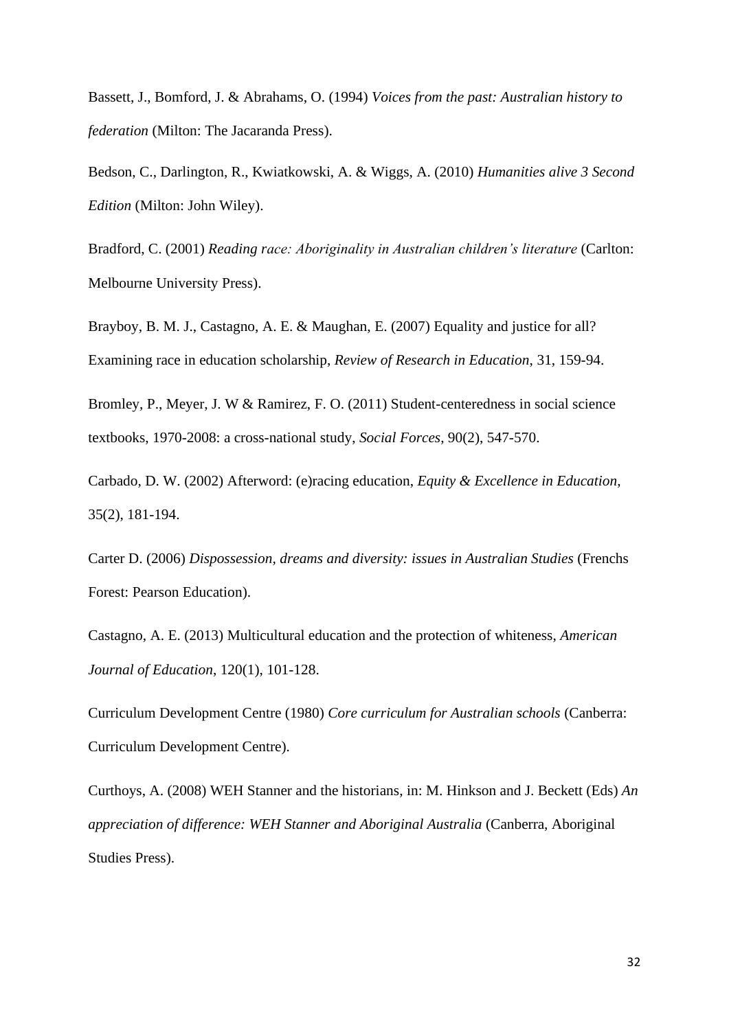Bassett, J., Bomford, J. & Abrahams, O. (1994) *Voices from the past: Australian history to federation* (Milton: The Jacaranda Press).

Bedson, C., Darlington, R., Kwiatkowski, A. & Wiggs, A. (2010) *Humanities alive 3 Second Edition* (Milton: John Wiley).

Bradford, C. (2001) *Reading race: Aboriginality in Australian children's literature* (Carlton: Melbourne University Press).

Brayboy, B. M. J., Castagno, A. E. & Maughan, E. (2007) Equality and justice for all? Examining race in education scholarship, *Review of Research in Education*, 31, 159-94.

Bromley, P., Meyer, J. W & Ramirez, F. O. (2011) Student-centeredness in social science textbooks, 1970-2008: a cross-national study, *Social Forces*, 90(2), 547-570.

Carbado, D. W. (2002) Afterword: (e)racing education, *Equity & Excellence in Education*, 35(2), 181-194.

Carter D. (2006) *Dispossession, dreams and diversity: issues in Australian Studies* (Frenchs Forest: Pearson Education).

Castagno, A. E. (2013) Multicultural education and the protection of whiteness, *American Journal of Education*, 120(1), 101-128.

Curriculum Development Centre (1980) *Core curriculum for Australian schools* (Canberra: Curriculum Development Centre).

Curthoys, A. (2008) WEH Stanner and the historians, in: M. Hinkson and J. Beckett (Eds) *An appreciation of difference: WEH Stanner and Aboriginal Australia* (Canberra, Aboriginal Studies Press).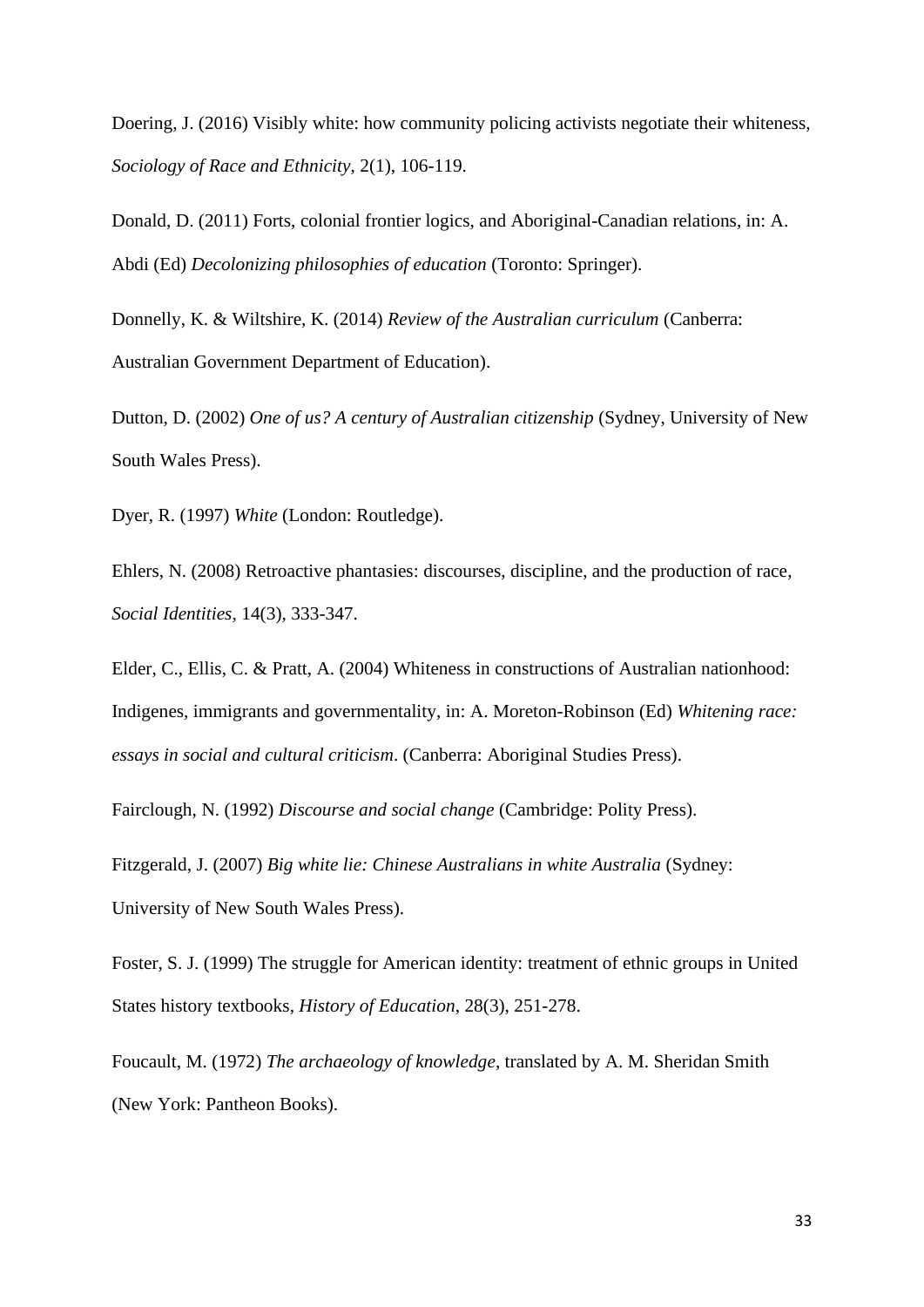Doering, J. (2016) Visibly white: how community policing activists negotiate their whiteness, *Sociology of Race and Ethnicity*, 2(1), 106-119.

Donald, D. (2011) Forts, colonial frontier logics, and Aboriginal-Canadian relations, in: A. Abdi (Ed) *Decolonizing philosophies of education* (Toronto: Springer).

Donnelly, K. & Wiltshire, K. (2014) *Review of the Australian curriculum* (Canberra: Australian Government Department of Education).

Dutton, D. (2002) *One of us? A century of Australian citizenship* (Sydney, University of New South Wales Press).

Dyer, R. (1997) *White* (London: Routledge).

Ehlers, N. (2008) Retroactive phantasies: discourses, discipline, and the production of race, *Social Identities*, 14(3), 333-347.

Elder, C., Ellis, C. & Pratt, A. (2004) Whiteness in constructions of Australian nationhood: Indigenes, immigrants and governmentality, in: A. Moreton-Robinson (Ed) *Whitening race: essays in social and cultural criticism*. (Canberra: Aboriginal Studies Press).

Fairclough, N. (1992) *Discourse and social change* (Cambridge: Polity Press).

Fitzgerald, J. (2007) *Big white lie: Chinese Australians in white Australia* (Sydney: University of New South Wales Press).

Foster, S. J. (1999) The struggle for American identity: treatment of ethnic groups in United States history textbooks, *History of Education*, 28(3), 251-278.

Foucault, M. (1972) *The archaeology of knowledge*, translated by A. M. Sheridan Smith (New York: Pantheon Books).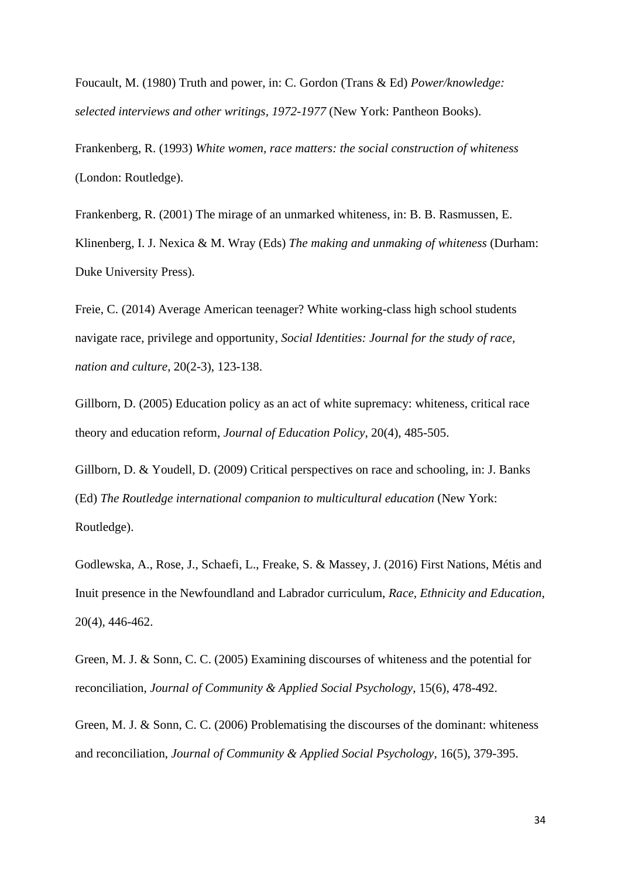Foucault, M. (1980) Truth and power, in: C. Gordon (Trans & Ed) *Power/knowledge: selected interviews and other writings, 1972-1977* (New York: Pantheon Books).

Frankenberg, R. (1993) *White women, race matters: the social construction of whiteness* (London: Routledge).

Frankenberg, R. (2001) The mirage of an unmarked whiteness, in: B. B. Rasmussen, E. Klinenberg, I. J. Nexica & M. Wray (Eds) *The making and unmaking of whiteness* (Durham: Duke University Press).

Freie, C. (2014) Average American teenager? White working-class high school students navigate race, privilege and opportunity, *Social Identities: Journal for the study of race, nation and culture*, 20(2-3), 123-138.

Gillborn, D. (2005) Education policy as an act of white supremacy: whiteness, critical race theory and education reform, *Journal of Education Policy*, 20(4), 485-505.

Gillborn, D. & Youdell, D. (2009) Critical perspectives on race and schooling, in: J. Banks (Ed) *The Routledge international companion to multicultural education* (New York: Routledge).

Godlewska, A., Rose, J., Schaefi, L., Freake, S. & Massey, J. (2016) First Nations, Métis and Inuit presence in the Newfoundland and Labrador curriculum, *Race, Ethnicity and Education*, 20(4), 446-462.

Green, M. J. & Sonn, C. C. (2005) Examining discourses of whiteness and the potential for reconciliation, *Journal of Community & Applied Social Psychology*, 15(6), 478-492.

Green, M. J. & Sonn, C. C. (2006) Problematising the discourses of the dominant: whiteness and reconciliation, *Journal of Community & Applied Social Psychology*, 16(5), 379-395.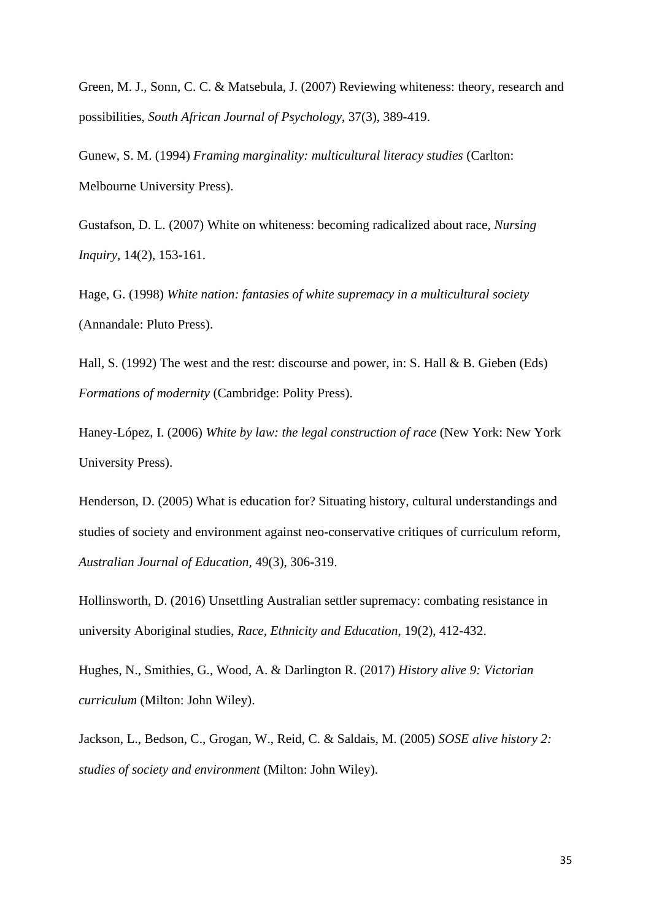Green, M. J., Sonn, C. C. & Matsebula, J. (2007) Reviewing whiteness: theory, research and possibilities, *South African Journal of Psychology*, 37(3), 389-419.

Gunew, S. M. (1994) *Framing marginality: multicultural literacy studies* (Carlton: Melbourne University Press).

Gustafson, D. L. (2007) White on whiteness: becoming radicalized about race, *Nursing Inquiry*, 14(2), 153-161.

Hage, G. (1998) *White nation: fantasies of white supremacy in a multicultural society* (Annandale: Pluto Press).

Hall, S. (1992) The west and the rest: discourse and power, in: S. Hall & B. Gieben (Eds) *Formations of modernity* (Cambridge: Polity Press).

Haney-López, I. (2006) *White by law: the legal construction of race* (New York: New York University Press).

Henderson, D. (2005) What is education for? Situating history, cultural understandings and studies of society and environment against neo-conservative critiques of curriculum reform, *Australian Journal of Education*, 49(3), 306-319.

Hollinsworth, D. (2016) Unsettling Australian settler supremacy: combating resistance in university Aboriginal studies, *Race, Ethnicity and Education*, 19(2), 412-432.

Hughes, N., Smithies, G., Wood, A. & Darlington R. (2017) *History alive 9: Victorian curriculum* (Milton: John Wiley).

Jackson, L., Bedson, C., Grogan, W., Reid, C. & Saldais, M. (2005) *SOSE alive history 2: studies of society and environment* (Milton: John Wiley).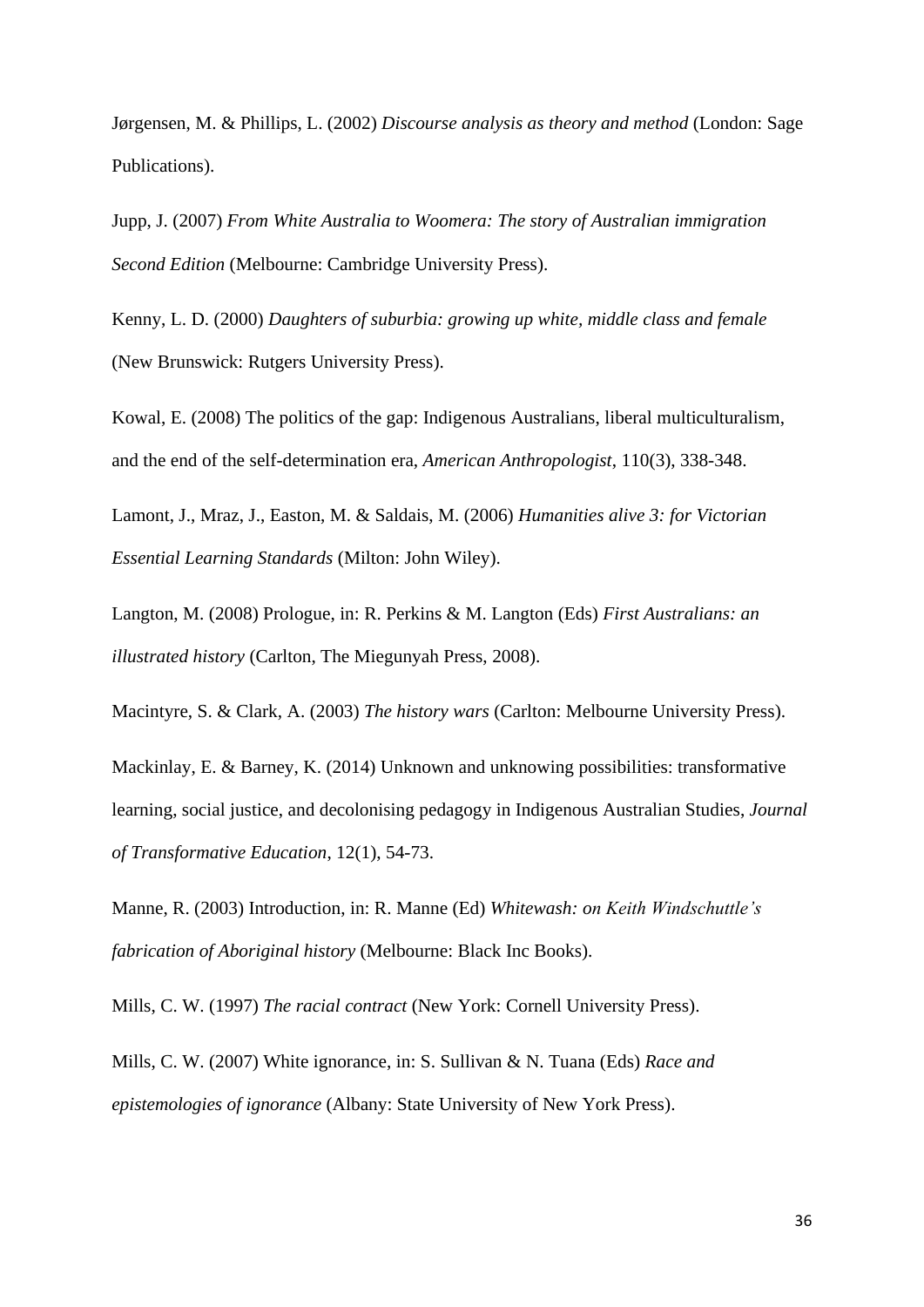Jørgensen, M. & Phillips, L. (2002) *Discourse analysis as theory and method* (London: Sage Publications).

Jupp, J. (2007) *From White Australia to Woomera: The story of Australian immigration Second Edition* (Melbourne: Cambridge University Press).

Kenny, L. D. (2000) *Daughters of suburbia: growing up white, middle class and female* (New Brunswick: Rutgers University Press).

Kowal, E. (2008) The politics of the gap: Indigenous Australians, liberal multiculturalism, and the end of the self-determination era, *American Anthropologist*, 110(3), 338-348.

Lamont, J., Mraz, J., Easton, M. & Saldais, M. (2006) *Humanities alive 3: for Victorian Essential Learning Standards* (Milton: John Wiley).

Langton, M. (2008) Prologue, in: R. Perkins & M. Langton (Eds) *First Australians: an illustrated history* (Carlton, The Miegunyah Press, 2008).

Macintyre, S. & Clark, A. (2003) *The history wars* (Carlton: Melbourne University Press).

Mackinlay, E. & Barney, K. (2014) Unknown and unknowing possibilities: transformative learning, social justice, and decolonising pedagogy in Indigenous Australian Studies, *Journal of Transformative Education*, 12(1), 54-73.

Manne, R. (2003) Introduction, in: R. Manne (Ed) *Whitewash: on Keith Windschuttle's fabrication of Aboriginal history* (Melbourne: Black Inc Books).

Mills, C. W. (1997) *The racial contract* (New York: Cornell University Press).

Mills, C. W. (2007) White ignorance, in: S. Sullivan & N. Tuana (Eds) *Race and epistemologies of ignorance* (Albany: State University of New York Press).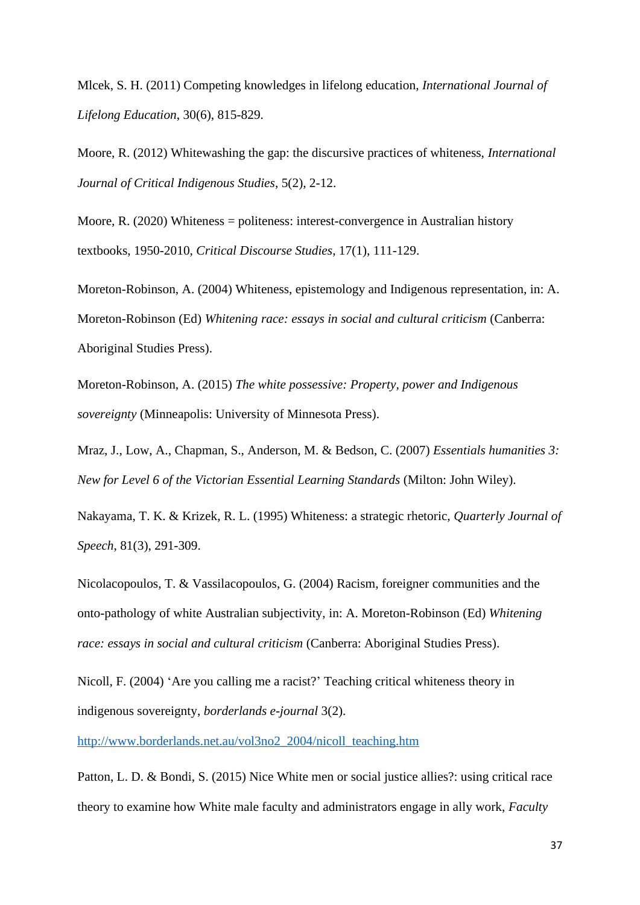Mlcek, S. H. (2011) Competing knowledges in lifelong education, *International Journal of Lifelong Education*, 30(6), 815-829.

Moore, R. (2012) Whitewashing the gap: the discursive practices of whiteness, *International Journal of Critical Indigenous Studies*, 5(2), 2-12.

Moore, R. (2020) Whiteness = politeness: interest-convergence in Australian history textbooks, 1950-2010, *Critical Discourse Studies*, 17(1), 111-129.

Moreton-Robinson, A. (2004) Whiteness, epistemology and Indigenous representation, in: A. Moreton-Robinson (Ed) *Whitening race: essays in social and cultural criticism* (Canberra: Aboriginal Studies Press).

Moreton-Robinson, A. (2015) *The white possessive: Property, power and Indigenous sovereignty* (Minneapolis: University of Minnesota Press).

Mraz, J., Low, A., Chapman, S., Anderson, M. & Bedson, C. (2007) *Essentials humanities 3: New for Level 6 of the Victorian Essential Learning Standards* (Milton: John Wiley).

Nakayama, T. K. & Krizek, R. L. (1995) Whiteness: a strategic rhetoric, *Quarterly Journal of Speech*, 81(3), 291-309.

Nicolacopoulos, T. & Vassilacopoulos, G. (2004) Racism, foreigner communities and the onto-pathology of white Australian subjectivity, in: A. Moreton-Robinson (Ed) *Whitening race: essays in social and cultural criticism* (Canberra: Aboriginal Studies Press).

Nicoll, F. (2004) 'Are you calling me a racist?' Teaching critical whiteness theory in indigenous sovereignty, *borderlands e-journal* 3(2). [http://www.borderlands.net.au/vol3no2_2004/nicoll_teaching.htm](http://www.borderlands.net.au/vol3no2_2004/nicoll_teaching.htm)

Patton, L. D. & Bondi, S. (2015) Nice White men or social justice allies?: using critical race theory to examine how White male faculty and administrators engage in ally work, *Faculty*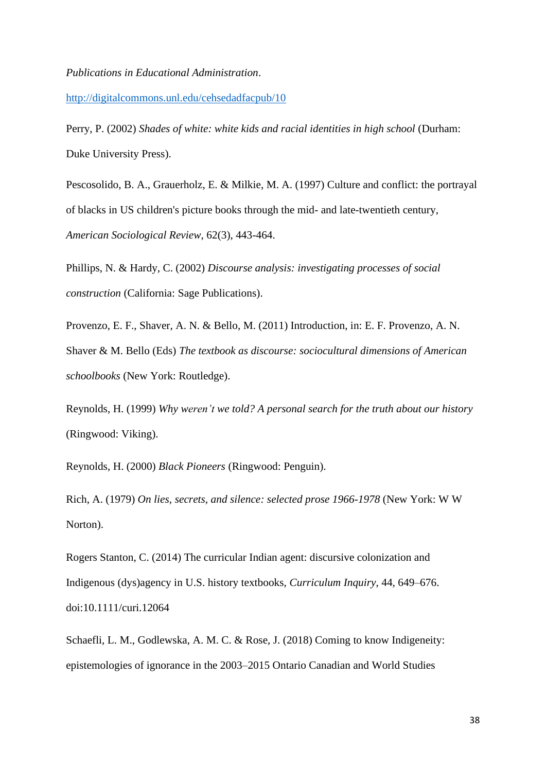*Publications in Educational Administration*. http://digitalcommons.unl.edu/cehsedadfacpub/10

Perry, P. (2002) *Shades of white: white kids and racial identities in high school* (Durham: Duke University Press).

Pescosolido, B. A., Grauerholz, E. & Milkie, M. A. (1997) Culture and conflict: the portrayal of blacks in US children's picture books through the mid- and late-twentieth century, *American Sociological Review*, 62(3), 443-464.

Phillips, N. & Hardy, C. (2002) *Discourse analysis: investigating processes of social construction* (California: Sage Publications).

Provenzo, E. F., Shaver, A. N. & Bello, M. (2011) Introduction, in: E. F. Provenzo, A. N. Shaver & M. Bello (Eds) *The textbook as discourse: sociocultural dimensions of American schoolbooks* (New York: Routledge).

Reynolds, H. (1999) *Why weren't we told? A personal search for the truth about our history* (Ringwood: Viking).

Reynolds, H. (2000) *Black Pioneers* (Ringwood: Penguin).

Rich, A. (1979) *On lies, secrets, and silence: selected prose 1966-1978* (New York: W W Norton).

Rogers Stanton, C. (2014) The curricular Indian agent: discursive colonization and Indigenous (dys)agency in U.S. history textbooks, *Curriculum Inquiry*, 44, 649–676. doi:10.1111/curi.12064

Schaefli, L. M., Godlewska, A. M. C. & Rose, J. (2018) Coming to know Indigeneity: epistemologies of ignorance in the 2003–2015 Ontario Canadian and World Studies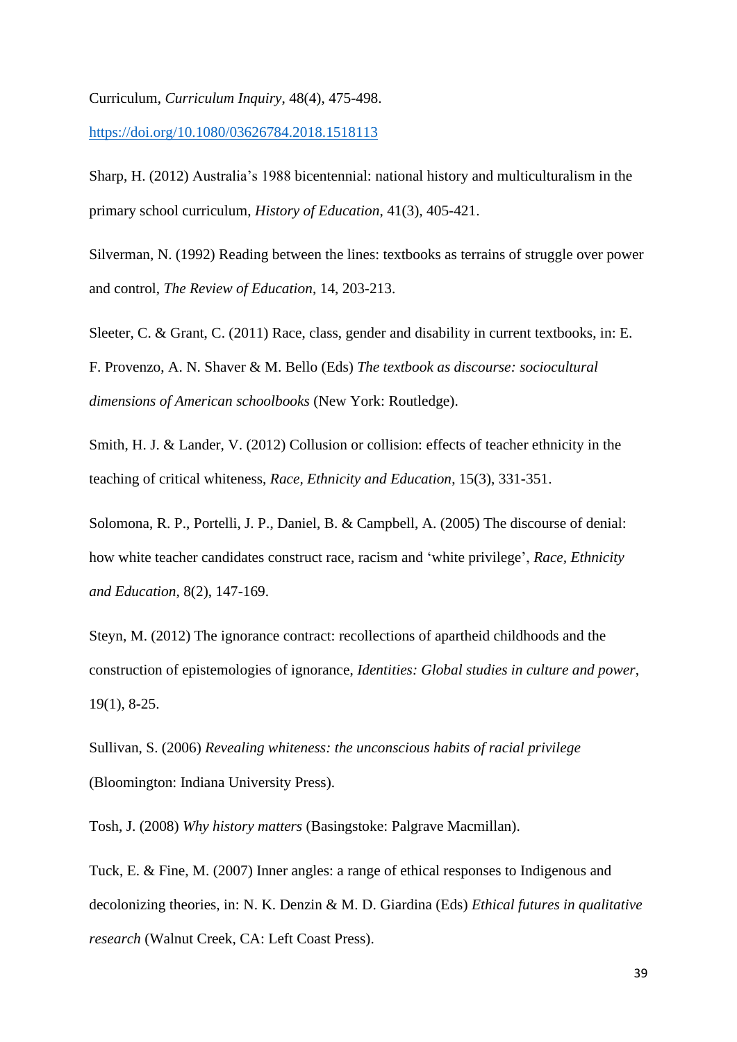Curriculum, *Curriculum Inquiry*, 48(4), 475-498. https://doi.org/10.1080/03626784.2018.1518113

Sharp, H. (2012) Australia's 1988 bicentennial: national history and multiculturalism in the primary school curriculum, *History of Education*, 41(3), 405-421.

Silverman, N. (1992) Reading between the lines: textbooks as terrains of struggle over power and control, *The Review of Education*, 14, 203-213.

Sleeter, C. & Grant, C. (2011) Race, class, gender and disability in current textbooks, in: E. F. Provenzo, A. N. Shaver & M. Bello (Eds) *The textbook as discourse: sociocultural dimensions of American schoolbooks* (New York: Routledge).

Smith, H. J. & Lander, V. (2012) Collusion or collision: effects of teacher ethnicity in the teaching of critical whiteness, *Race, Ethnicity and Education*, 15(3), 331-351.

Solomona, R. P., Portelli, J. P., Daniel, B. & Campbell, A. (2005) The discourse of denial: how white teacher candidates construct race, racism and 'white privilege', *Race, Ethnicity and Education*, 8(2), 147-169.

Steyn, M. (2012) The ignorance contract: recollections of apartheid childhoods and the construction of epistemologies of ignorance, *Identities: Global studies in culture and power*, 19(1), 8-25.

Sullivan, S. (2006) *Revealing whiteness: the unconscious habits of racial privilege* (Bloomington: Indiana University Press).

Tosh, J. (2008) *Why history matters* (Basingstoke: Palgrave Macmillan).

Tuck, E. & Fine, M. (2007) Inner angles: a range of ethical responses to Indigenous and decolonizing theories, in: N. K. Denzin & M. D. Giardina (Eds) *Ethical futures in qualitative research* (Walnut Creek, CA: Left Coast Press).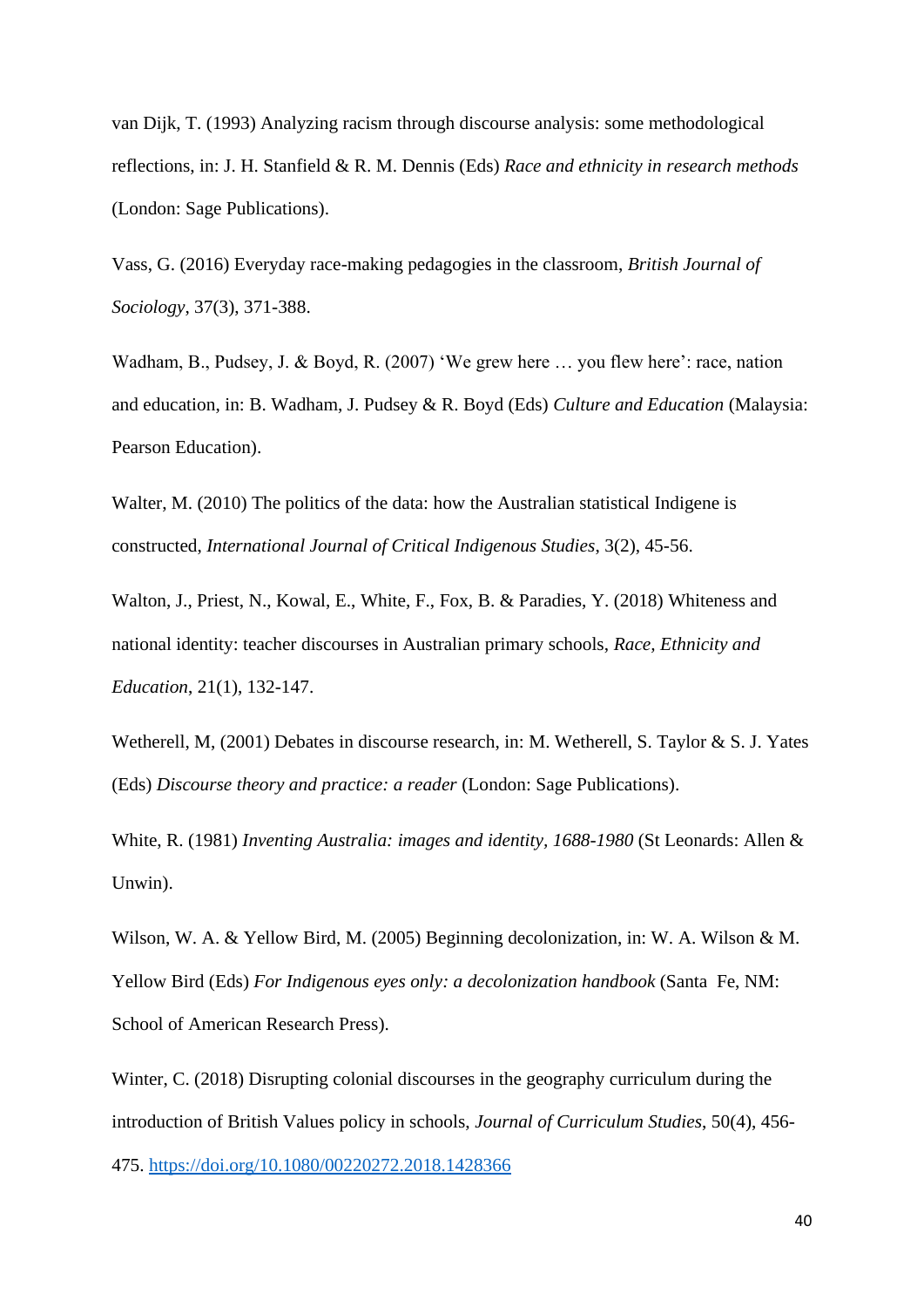van Dijk, T. (1993) Analyzing racism through discourse analysis: some methodological reflections, in: J. H. Stanfield & R. M. Dennis (Eds) *Race and ethnicity in research methods* (London: Sage Publications).

Vass, G. (2016) Everyday race-making pedagogies in the classroom, *British Journal of Sociology*, 37(3), 371-388.

Wadham, B., Pudsey, J. & Boyd, R. (2007) 'We grew here … you flew here': race, nation and education, in: B. Wadham, J. Pudsey & R. Boyd (Eds) *Culture and Education* (Malaysia: Pearson Education).

Walter, M. (2010) The politics of the data: how the Australian statistical Indigene is constructed, *International Journal of Critical Indigenous Studies*, 3(2), 45-56.

Walton, J., Priest, N., Kowal, E., White, F., Fox, B. & Paradies, Y. (2018) Whiteness and national identity: teacher discourses in Australian primary schools, *Race, Ethnicity and Education*, 21(1), 132-147.

Wetherell, M, (2001) Debates in discourse research, in: M. Wetherell, S. Taylor & S. J. Yates (Eds) *Discourse theory and practice: a reader* (London: Sage Publications).

White, R. (1981) *Inventing Australia: images and identity, 1688-1980* (St Leonards: Allen & Unwin).

Wilson, W. A. & Yellow Bird, M. (2005) Beginning decolonization, in: W. A. Wilson & M. Yellow Bird (Eds) *For Indigenous eyes only: a decolonization handbook* (Santa Fe, NM: School of American Research Press).

Winter, C. (2018) Disrupting colonial discourses in the geography curriculum during the introduction of British Values policy in schools, *Journal of Curriculum Studies*, 50(4), 456-475. https://doi.org/10.1080/00220272.2018.1428366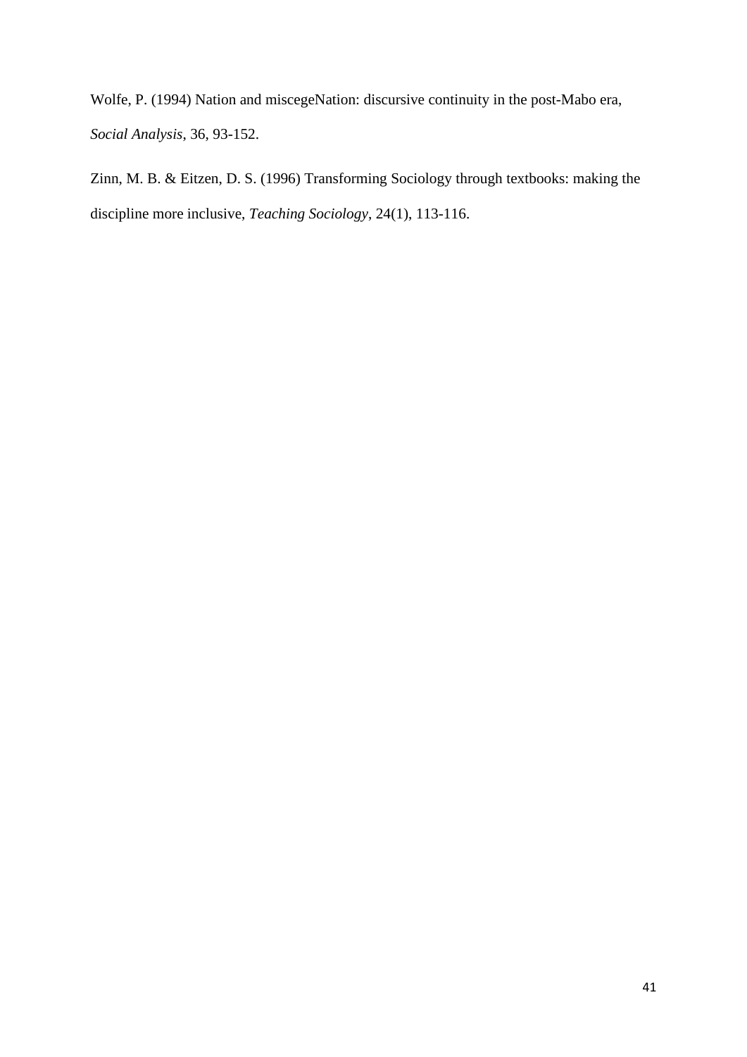Wolfe, P. (1994) Nation and miscegeNation: discursive continuity in the post-Mabo era, *Social Analysis*, 36, 93-152.

Zinn, M. B. & Eitzen, D. S. (1996) Transforming Sociology through textbooks: making the discipline more inclusive, *Teaching Sociology*, 24(1), 113-116.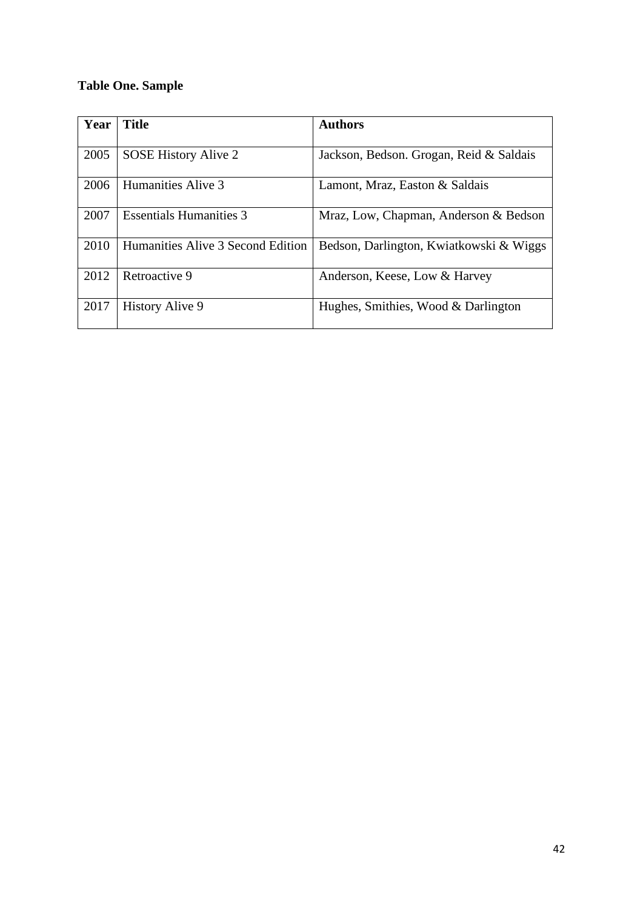**Table One. Sample**

| Year | Title | Authors |
|---|---|---|
| 2005 | SOSE History Alive 2 | Jackson, Bedson. Grogan, Reid & Saldais |
| 2006 | Humanities Alive 3 | Lamont, Mraz, Easton & Saldais |
| 2007 | Essentials Humanities 3 | Mraz, Low, Chapman, Anderson & Bedson |
| 2010 | Humanities Alive 3 Second Edition | Bedson, Darlington, Kwiatkowski & Wiggs |
| 2012 | Retroactive 9 | Anderson, Keese, Low & Harvey |
| 2017 | History Alive 9 | Hughes, Smithies, Wood & Darlington |